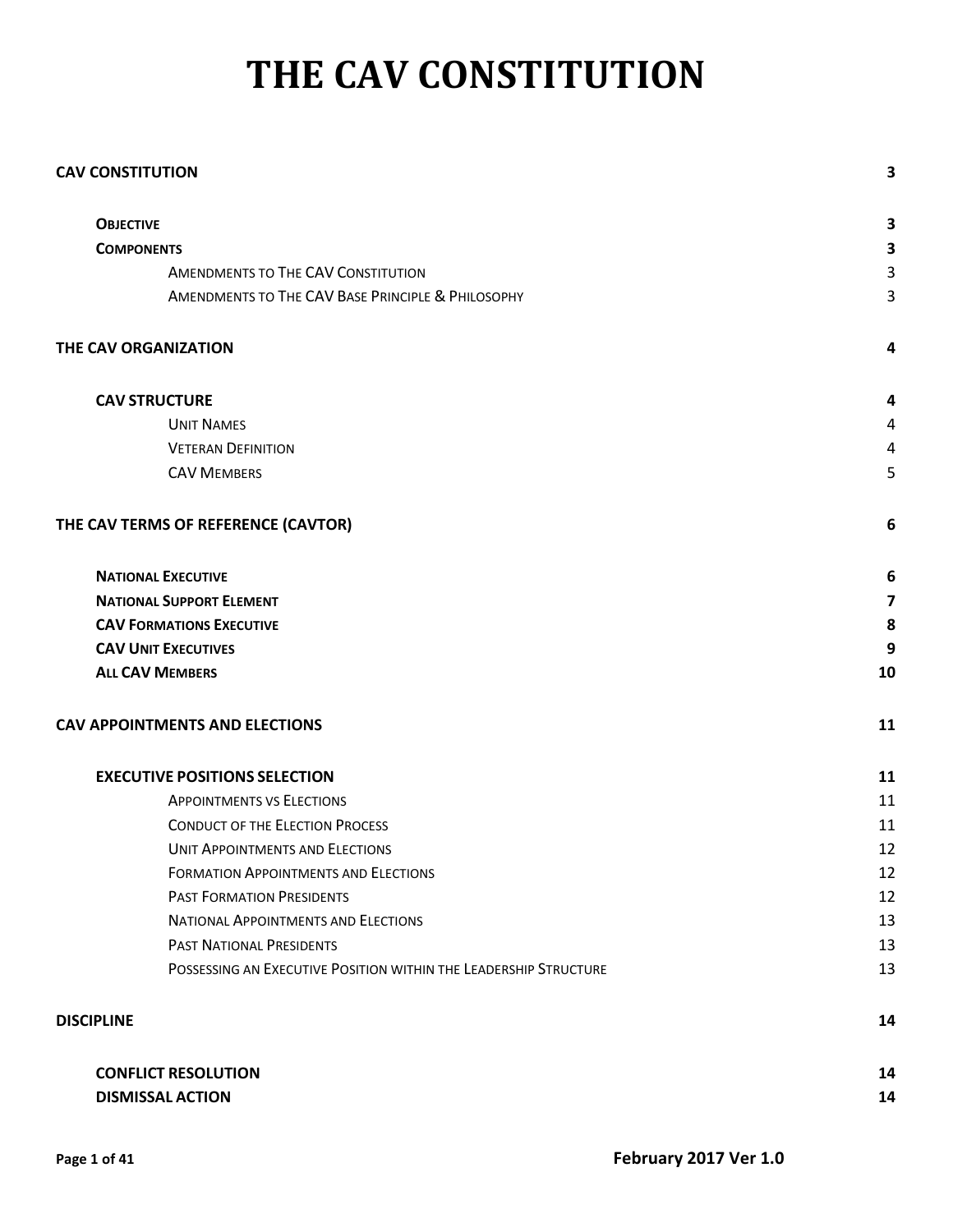# THE CAV CONSTITUTION

| | |
|---|---|
| **CAV CONSTITUTION** | **3** |
| **OBJECTIVE** | **3** |
| **COMPONENTS** | **3** |
| AMENDMENTS TO THE CAV CONSTITUTION | 3 |
| AMENDMENTS TO THE CAV BASE PRINCIPLE & PHILOSOPHY | 3 |
| **THE CAV ORGANIZATION** | **4** |
| **CAV STRUCTURE** | **4** |
| UNIT NAMES | 4 |
| VETERAN DEFINITION | 4 |
| CAV MEMBERS | 5 |
| **THE CAV TERMS OF REFERENCE (CAVTOR)** | **6** |
| **NATIONAL EXECUTIVE** | **6** |
| **NATIONAL SUPPORT ELEMENT** | **7** |
| **CAV FORMATIONS EXECUTIVE** | **8** |
| **CAV UNIT EXECUTIVES** | **9** |
| **ALL CAV MEMBERS** | **10** |
| **CAV APPOINTMENTS AND ELECTIONS** | **11** |
| **EXECUTIVE POSITIONS SELECTION** | **11** |
| APPOINTMENTS VS ELECTIONS | 11 |
| CONDUCT OF THE ELECTION PROCESS | 11 |
| UNIT APPOINTMENTS AND ELECTIONS | 12 |
| FORMATION APPOINTMENTS AND ELECTIONS | 12 |
| PAST FORMATION PRESIDENTS | 12 |
| NATIONAL APPOINTMENTS AND ELECTIONS | 13 |
| PAST NATIONAL PRESIDENTS | 13 |
| POSSESSING AN EXECUTIVE POSITION WITHIN THE LEADERSHIP STRUCTURE | 13 |
| **DISCIPLINE** | **14** |
| **CONFLICT RESOLUTION** | **14** |
| **DISMISSAL ACTION** | **14** |

February 2017 Ver 1.0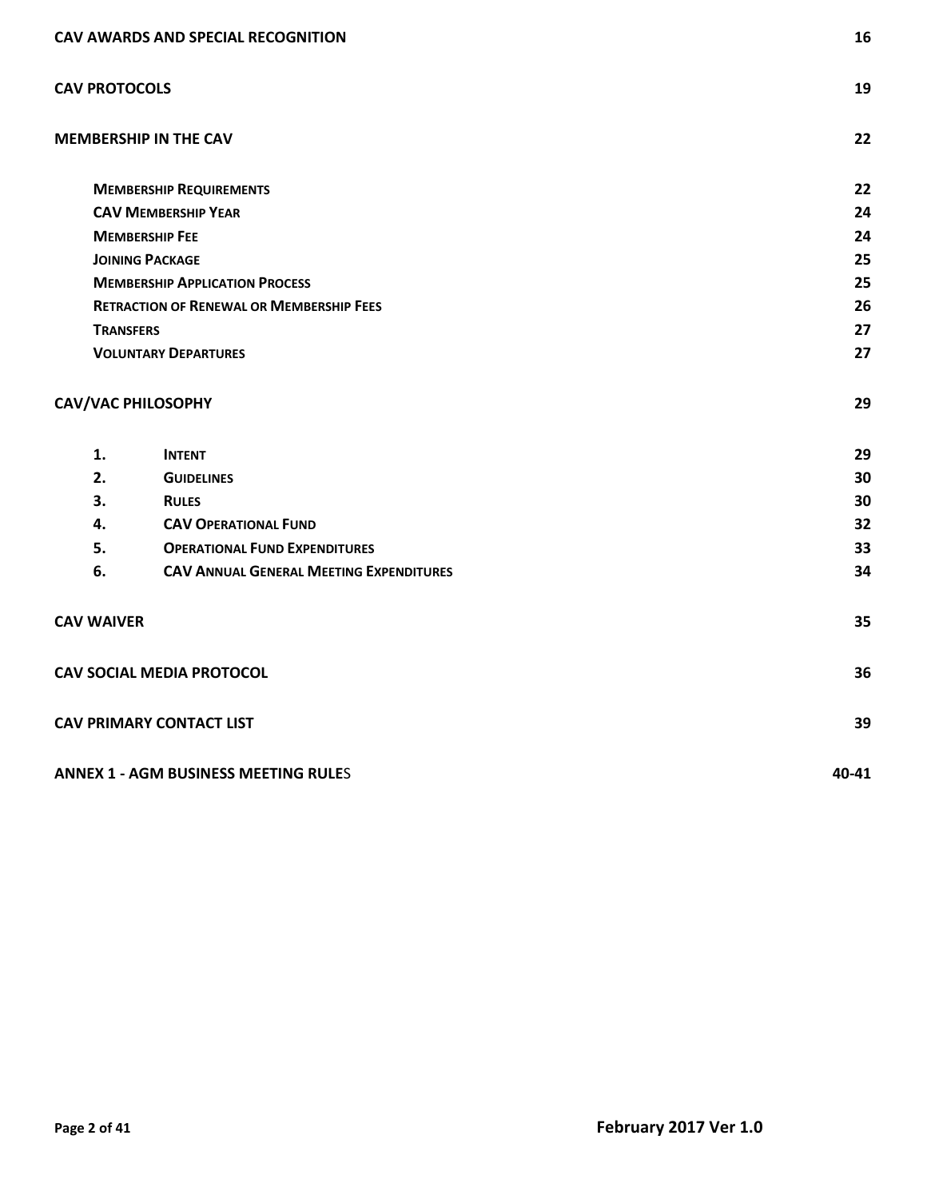**CAV AWARDS AND SPECIAL RECOGNITION** 16

**CAV PROTOCOLS** 19

**MEMBERSHIP IN THE CAV** 22

- **MEMBERSHIP REQUIREMENTS** 22
- **CAV MEMBERSHIP YEAR** 24
- **MEMBERSHIP FEE** 24
- **JOINING PACKAGE** 25
- **MEMBERSHIP APPLICATION PROCESS** 25
- **RETRACTION OF RENEWAL OR MEMBERSHIP FEES** 26
- **TRANSFERS** 27
- **VOLUNTARY DEPARTURES** 27

**CAV/VAC PHILOSOPHY** 29

1. **INTENT** 29
2. **GUIDELINES** 30
3. **RULES** 30
4. **CAV OPERATIONAL FUND** 32
5. **OPERATIONAL FUND EXPENDITURES** 33
6. **CAV ANNUAL GENERAL MEETING EXPENDITURES** 34

**CAV WAIVER** 35

**CAV SOCIAL MEDIA PROTOCOL** 36

**CAV PRIMARY CONTACT LIST** 39

**ANNEX 1 - AGM BUSINESS MEETING RULES** 40-41

February 2017 Ver 1.0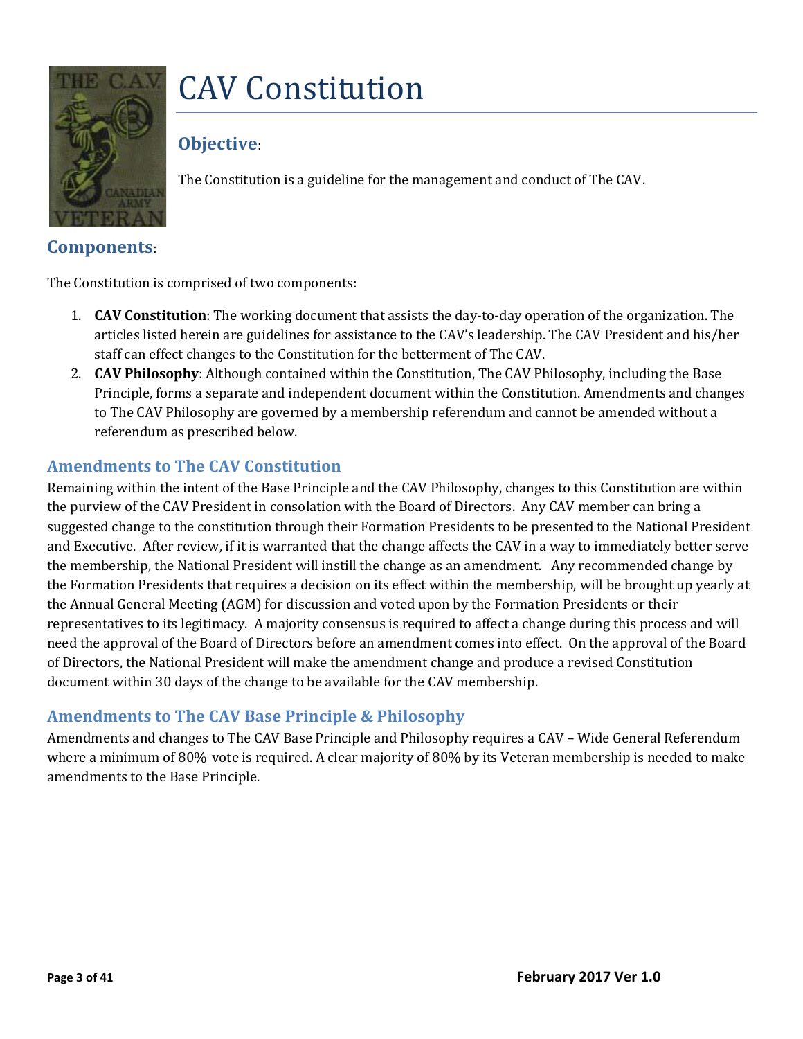# CAV Constitution

## Objective:

The Constitution is a guideline for the management and conduct of The CAV.

## Components:

The Constitution is comprised of two components:

1. **CAV Constitution**: The working document that assists the day-to-day operation of the organization. The articles listed herein are guidelines for assistance to the CAV's leadership. The CAV President and his/her staff can effect changes to the Constitution for the betterment of The CAV.
2. **CAV Philosophy**: Although contained within the Constitution, The CAV Philosophy, including the Base Principle, forms a separate and independent document within the Constitution. Amendments and changes to The CAV Philosophy are governed by a membership referendum and cannot be amended without a referendum as prescribed below.

### Amendments to The CAV Constitution

Remaining within the intent of the Base Principle and the CAV Philosophy, changes to this Constitution are within the purview of the CAV President in consolation with the Board of Directors. Any CAV member can bring a suggested change to the constitution through their Formation Presidents to be presented to the National President and Executive. After review, if it is warranted that the change affects the CAV in a way to immediately better serve the membership, the National President will instill the change as an amendment. Any recommended change by the Formation Presidents that requires a decision on its effect within the membership, will be brought up yearly at the Annual General Meeting (AGM) for discussion and voted upon by the Formation Presidents or their representatives to its legitimacy. A majority consensus is required to affect a change during this process and will need the approval of the Board of Directors before an amendment comes into effect. On the approval of the Board of Directors, the National President will make the amendment change and produce a revised Constitution document within 30 days of the change to be available for the CAV membership.

### Amendments to The CAV Base Principle & Philosophy

Amendments and changes to The CAV Base Principle and Philosophy requires a CAV – Wide General Referendum where a minimum of 80% vote is required. A clear majority of 80% by its Veteran membership is needed to make amendments to the Base Principle.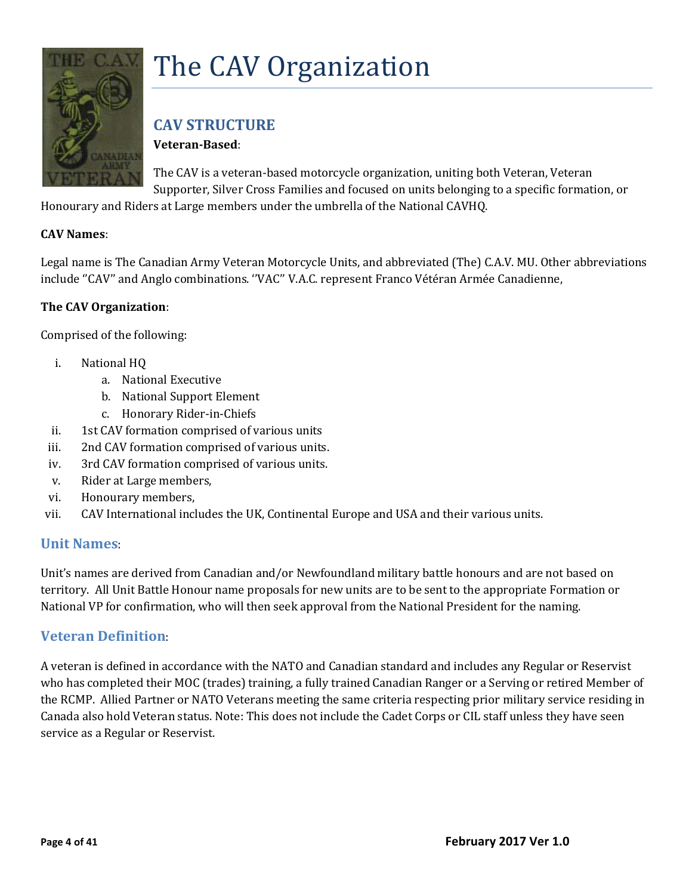# The CAV Organization

## CAV STRUCTURE

**Veteran-Based**:

The CAV is a veteran-based motorcycle organization, uniting both Veteran, Veteran Supporter, Silver Cross Families and focused on units belonging to a specific formation, or Honourary and Riders at Large members under the umbrella of the National CAVHQ.

**CAV Names**:

Legal name is The Canadian Army Veteran Motorcycle Units, and abbreviated (The) C.A.V. MU. Other abbreviations include "CAV" and Anglo combinations. ''VAC" V.A.C. represent Franco Vétéran Armée Canadienne,

**The CAV Organization**:

Comprised of the following:

- i. National HQ
  - a. National Executive
  - b. National Support Element
  - c. Honorary Rider-in-Chiefs
- ii. 1st CAV formation comprised of various units
- iii. 2nd CAV formation comprised of various units.
- iv. 3rd CAV formation comprised of various units.
- v. Rider at Large members,
- vi. Honourary members,
- vii. CAV International includes the UK, Continental Europe and USA and their various units.

### Unit Names:

Unit's names are derived from Canadian and/or Newfoundland military battle honours and are not based on territory. All Unit Battle Honour name proposals for new units are to be sent to the appropriate Formation or National VP for confirmation, who will then seek approval from the National President for the naming.

### Veteran Definition:

A veteran is defined in accordance with the NATO and Canadian standard and includes any Regular or Reservist who has completed their MOC (trades) training, a fully trained Canadian Ranger or a Serving or retired Member of the RCMP. Allied Partner or NATO Veterans meeting the same criteria respecting prior military service residing in Canada also hold Veteran status. Note: This does not include the Cadet Corps or CIL staff unless they have seen service as a Regular or Reservist.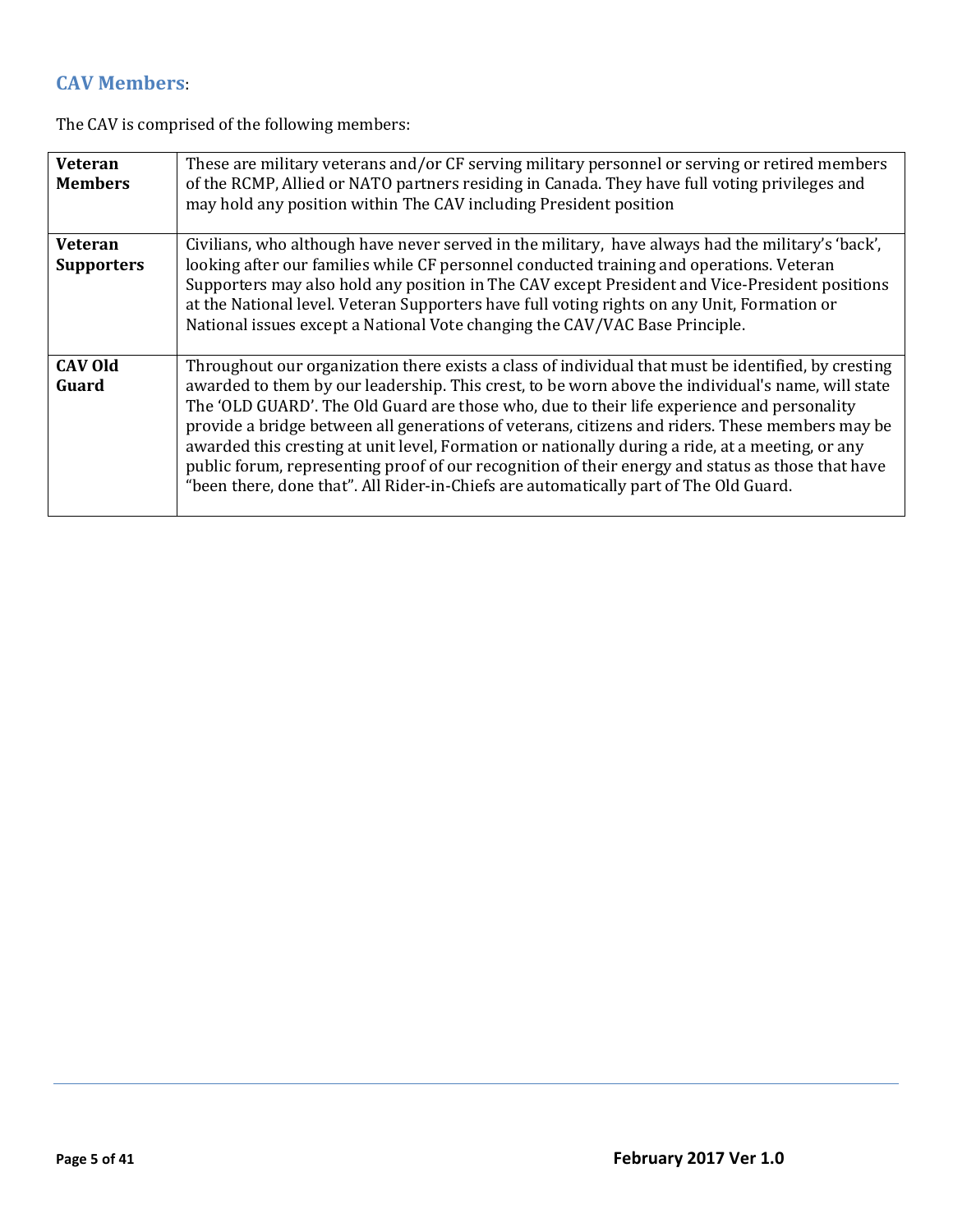## CAV Members:

The CAV is comprised of the following members:

| | |
|---|---|
| **Veteran Members** | These are military veterans and/or CF serving military personnel or serving or retired members of the RCMP, Allied or NATO partners residing in Canada. They have full voting privileges and may hold any position within The CAV including President position |
| **Veteran Supporters** | Civilians, who although have never served in the military, have always had the military's 'back', looking after our families while CF personnel conducted training and operations. Veteran Supporters may also hold any position in The CAV except President and Vice-President positions at the National level. Veteran Supporters have full voting rights on any Unit, Formation or National issues except a National Vote changing the CAV/VAC Base Principle. |
| **CAV Old Guard** | Throughout our organization there exists a class of individual that must be identified, by cresting awarded to them by our leadership. This crest, to be worn above the individual's name, will state The 'OLD GUARD'. The Old Guard are those who, due to their life experience and personality provide a bridge between all generations of veterans, citizens and riders. These members may be awarded this cresting at unit level, Formation or nationally during a ride, at a meeting, or any public forum, representing proof of our recognition of their energy and status as those that have "been there, done that". All Rider-in-Chiefs are automatically part of The Old Guard. |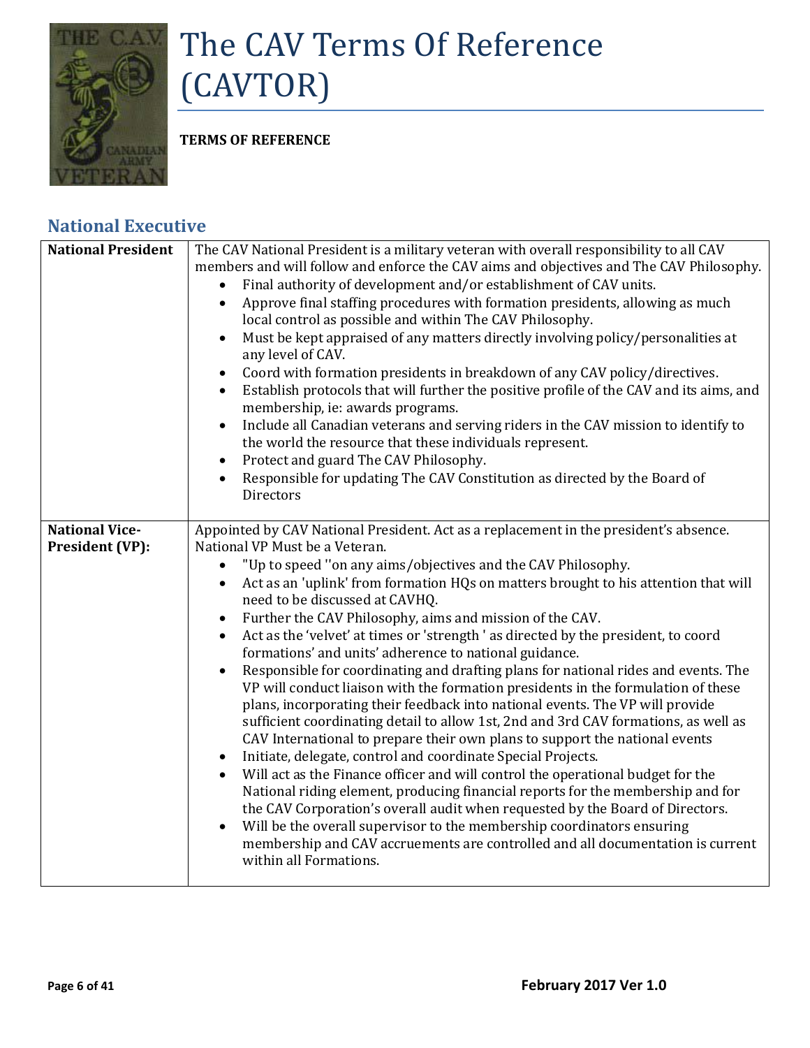# The CAV Terms Of Reference (CAVTOR)

**TERMS OF REFERENCE**

## National Executive

| | |
|---|---|
| **National President** | The CAV National President is a military veteran with overall responsibility to all CAV members and will follow and enforce the CAV aims and objectives and The CAV Philosophy.<br>• Final authority of development and/or establishment of CAV units.<br>• Approve final staffing procedures with formation presidents, allowing as much local control as possible and within The CAV Philosophy.<br>• Must be kept appraised of any matters directly involving policy/personalities at any level of CAV.<br>• Coord with formation presidents in breakdown of any CAV policy/directives.<br>• Establish protocols that will further the positive profile of the CAV and its aims, and membership, ie: awards programs.<br>• Include all Canadian veterans and serving riders in the CAV mission to identify to the world the resource that these individuals represent.<br>• Protect and guard The CAV Philosophy.<br>• Responsible for updating The CAV Constitution as directed by the Board of Directors |
| **National Vice-President (VP):** | Appointed by CAV National President. Act as a replacement in the president's absence. National VP Must be a Veteran.<br>• "Up to speed ''on any aims/objectives and the CAV Philosophy.<br>• Act as an 'uplink' from formation HQs on matters brought to his attention that will need to be discussed at CAVHQ.<br>• Further the CAV Philosophy, aims and mission of the CAV.<br>• Act as the 'velvet' at times or 'strength ' as directed by the president, to coord formations' and units' adherence to national guidance.<br>• Responsible for coordinating and drafting plans for national rides and events. The VP will conduct liaison with the formation presidents in the formulation of these plans, incorporating their feedback into national events. The VP will provide sufficient coordinating detail to allow 1st, 2nd and 3rd CAV formations, as well as CAV International to prepare their own plans to support the national events<br>• Initiate, delegate, control and coordinate Special Projects.<br>• Will act as the Finance officer and will control the operational budget for the National riding element, producing financial reports for the membership and for the CAV Corporation's overall audit when requested by the Board of Directors.<br>• Will be the overall supervisor to the membership coordinators ensuring membership and CAV accruements are controlled and all documentation is current within all Formations. |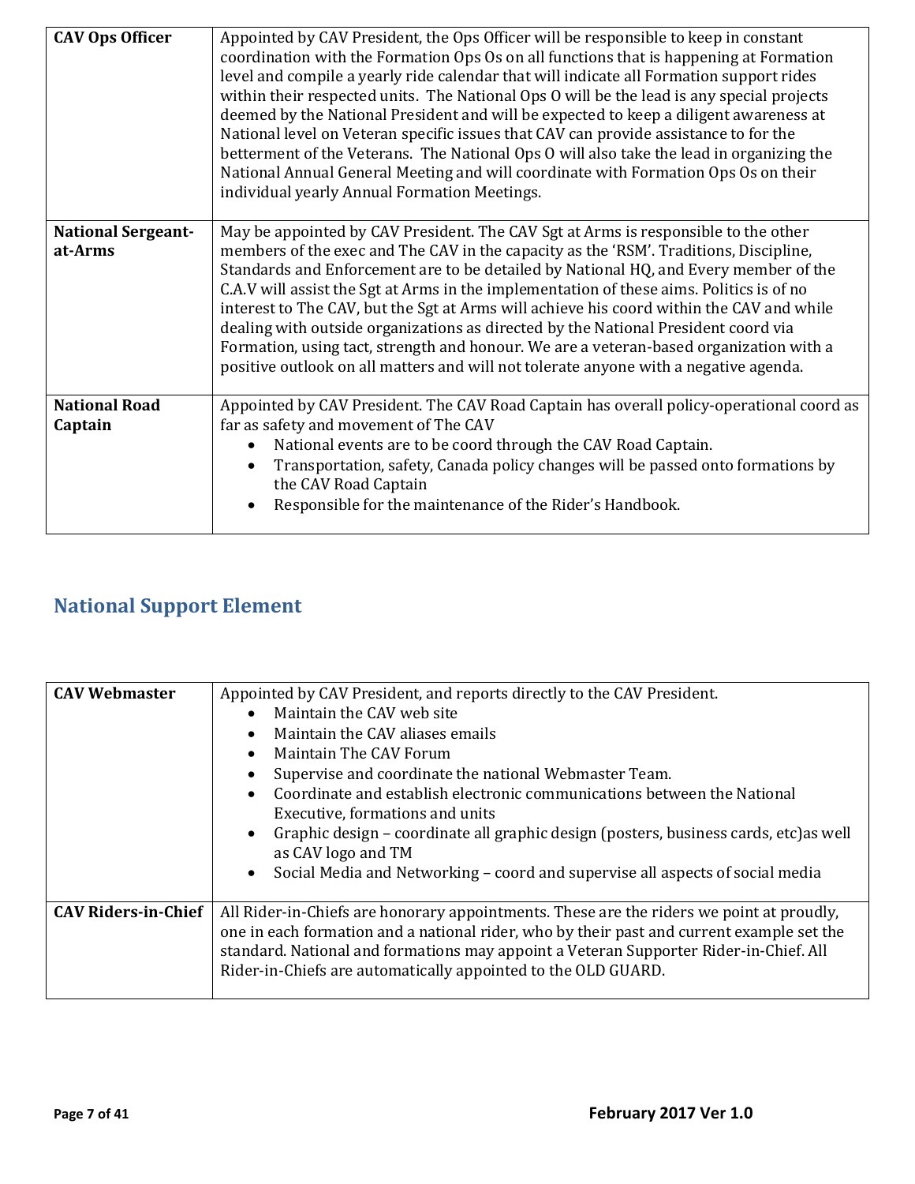| | |
|---|---|
| **CAV Ops Officer** | Appointed by CAV President, the Ops Officer will be responsible to keep in constant coordination with the Formation Ops Os on all functions that is happening at Formation level and compile a yearly ride calendar that will indicate all Formation support rides within their respected units. The National Ops O will be the lead is any special projects deemed by the National President and will be expected to keep a diligent awareness at National level on Veteran specific issues that CAV can provide assistance to for the betterment of the Veterans. The National Ops O will also take the lead in organizing the National Annual General Meeting and will coordinate with Formation Ops Os on their individual yearly Annual Formation Meetings. |
| **National Sergeant-at-Arms** | May be appointed by CAV President. The CAV Sgt at Arms is responsible to the other members of the exec and The CAV in the capacity as the 'RSM'. Traditions, Discipline, Standards and Enforcement are to be detailed by National HQ, and Every member of the C.A.V will assist the Sgt at Arms in the implementation of these aims. Politics is of no interest to The CAV, but the Sgt at Arms will achieve his coord within the CAV and while dealing with outside organizations as directed by the National President coord via Formation, using tact, strength and honour. We are a veteran-based organization with a positive outlook on all matters and will not tolerate anyone with a negative agenda. |
| **National Road Captain** | Appointed by CAV President. The CAV Road Captain has overall policy-operational coord as far as safety and movement of The CAV<br>• National events are to be coord through the CAV Road Captain.<br>• Transportation, safety, Canada policy changes will be passed onto formations by the CAV Road Captain<br>• Responsible for the maintenance of the Rider's Handbook. |

## National Support Element

| | |
|---|---|
| **CAV Webmaster** | Appointed by CAV President, and reports directly to the CAV President.<br>• Maintain the CAV web site<br>• Maintain the CAV aliases emails<br>• Maintain The CAV Forum<br>• Supervise and coordinate the national Webmaster Team.<br>• Coordinate and establish electronic communications between the National Executive, formations and units<br>• Graphic design – coordinate all graphic design (posters, business cards, etc)as well as CAV logo and TM<br>• Social Media and Networking – coord and supervise all aspects of social media |
| **CAV Riders-in-Chief** | All Rider-in-Chiefs are honorary appointments. These are the riders we point at proudly, one in each formation and a national rider, who by their past and current example set the standard. National and formations may appoint a Veteran Supporter Rider-in-Chief. All Rider-in-Chiefs are automatically appointed to the OLD GUARD. |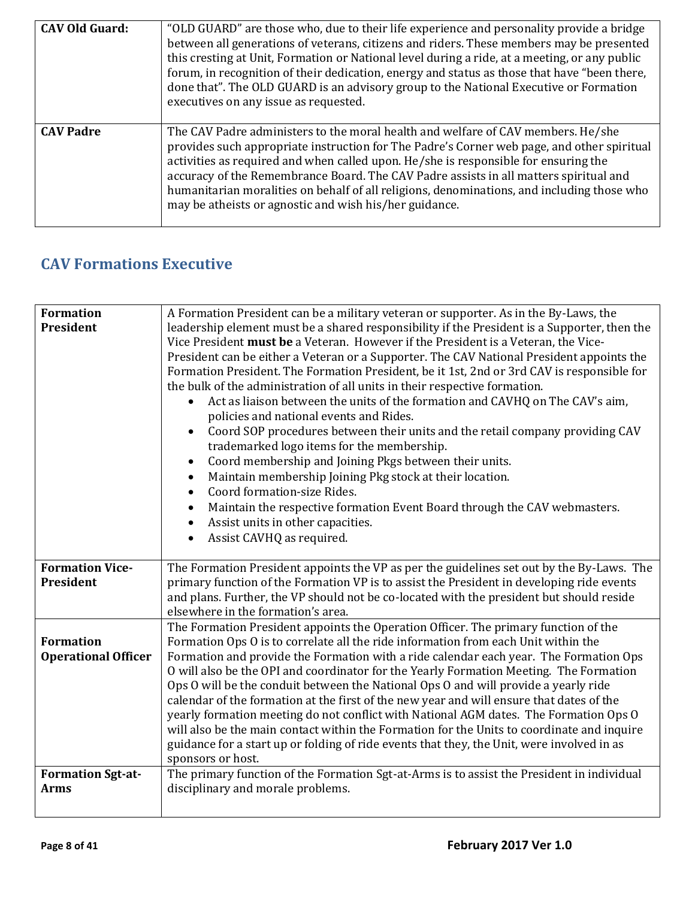| CAV Old Guard: | "OLD GUARD" are those who, due to their life experience and personality provide a bridge between all generations of veterans, citizens and riders. These members may be presented this cresting at Unit, Formation or National level during a ride, at a meeting, or any public forum, in recognition of their dedication, energy and status as those that have "been there, done that". The OLD GUARD is an advisory group to the National Executive or Formation executives on any issue as requested. |
|---|---|
| **CAV Padre** | The CAV Padre administers to the moral health and welfare of CAV members. He/she provides such appropriate instruction for The Padre's Corner web page, and other spiritual activities as required and when called upon. He/she is responsible for ensuring the accuracy of the Remembrance Board. The CAV Padre assists in all matters spiritual and humanitarian moralities on behalf of all religions, denominations, and including those who may be atheists or agnostic and wish his/her guidance. |

## CAV Formations Executive

| Formation President | A Formation President can be a military veteran or supporter. As in the By-Laws, the leadership element must be a shared responsibility if the President is a Supporter, then the Vice President **must be** a Veteran. However if the President is a Veteran, the Vice-President can be either a Veteran or a Supporter. The CAV National President appoints the Formation President. The Formation President, be it 1st, 2nd or 3rd CAV is responsible for the bulk of the administration of all units in their respective formation.<br>• Act as liaison between the units of the formation and CAVHQ on The CAV's aim, policies and national events and Rides.<br>• Coord SOP procedures between their units and the retail company providing CAV trademarked logo items for the membership.<br>• Coord membership and Joining Pkgs between their units.<br>• Maintain membership Joining Pkg stock at their location.<br>• Coord formation-size Rides.<br>• Maintain the respective formation Event Board through the CAV webmasters.<br>• Assist units in other capacities.<br>• Assist CAVHQ as required. |
|---|---|
| **Formation Vice-President** | The Formation President appoints the VP as per the guidelines set out by the By-Laws. The primary function of the Formation VP is to assist the President in developing ride events and plans. Further, the VP should not be co-located with the president but should reside elsewhere in the formation's area. |
| **Formation Operational Officer** | The Formation President appoints the Operation Officer. The primary function of the Formation Ops O is to correlate all the ride information from each Unit within the Formation and provide the Formation with a ride calendar each year. The Formation Ops O will also be the OPI and coordinator for the Yearly Formation Meeting. The Formation Ops O will be the conduit between the National Ops O and will provide a yearly ride calendar of the formation at the first of the new year and will ensure that dates of the yearly formation meeting do not conflict with National AGM dates. The Formation Ops O will also be the main contact within the Formation for the Units to coordinate and inquire guidance for a start up or folding of ride events that they, the Unit, were involved in as sponsors or host. |
| **Formation Sgt-at-Arms** | The primary function of the Formation Sgt-at-Arms is to assist the President in individual disciplinary and morale problems. |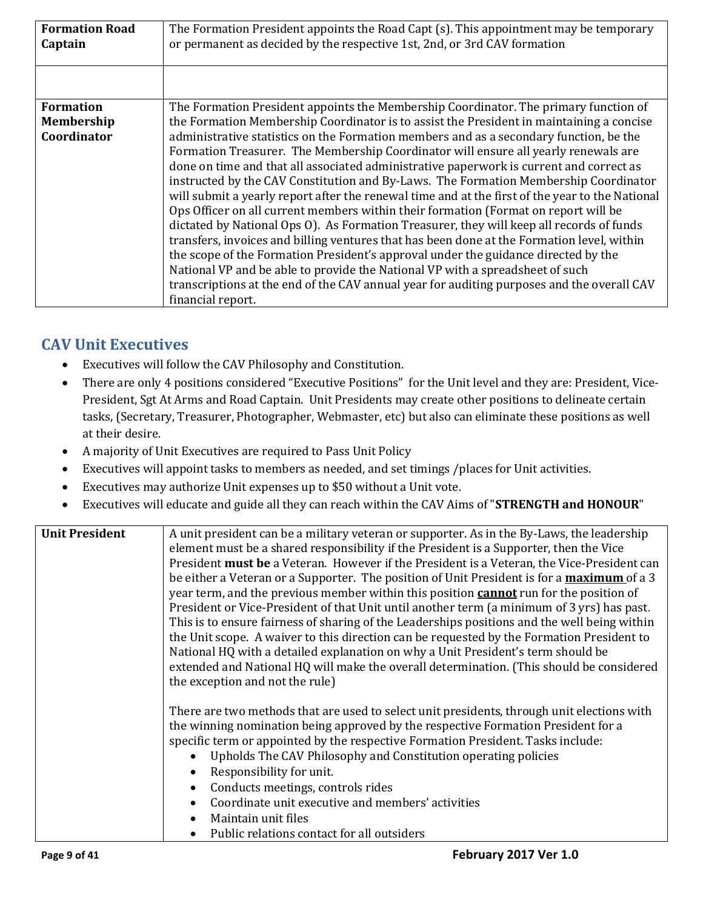| | |
|---|---|
| **Formation Road Captain** | The Formation President appoints the Road Capt (s). This appointment may be temporary or permanent as decided by the respective 1st, 2nd, or 3rd CAV formation |
| | |
| **Formation Membership Coordinator** | The Formation President appoints the Membership Coordinator. The primary function of the Formation Membership Coordinator is to assist the President in maintaining a concise administrative statistics on the Formation members and as a secondary function, be the Formation Treasurer. The Membership Coordinator will ensure all yearly renewals are done on time and that all associated administrative paperwork is current and correct as instructed by the CAV Constitution and By-Laws. The Formation Membership Coordinator will submit a yearly report after the renewal time and at the first of the year to the National Ops Officer on all current members within their formation (Format on report will be dictated by National Ops O). As Formation Treasurer, they will keep all records of funds transfers, invoices and billing ventures that has been done at the Formation level, within the scope of the Formation President's approval under the guidance directed by the National VP and be able to provide the National VP with a spreadsheet of such transcriptions at the end of the CAV annual year for auditing purposes and the overall CAV financial report. |

## CAV Unit Executives

- Executives will follow the CAV Philosophy and Constitution.
- There are only 4 positions considered "Executive Positions" for the Unit level and they are: President, Vice-President, Sgt At Arms and Road Captain. Unit Presidents may create other positions to delineate certain tasks, (Secretary, Treasurer, Photographer, Webmaster, etc) but also can eliminate these positions as well at their desire.
- A majority of Unit Executives are required to Pass Unit Policy
- Executives will appoint tasks to members as needed, and set timings /places for Unit activities.
- Executives may authorize Unit expenses up to $50 without a Unit vote.
- Executives will educate and guide all they can reach within the CAV Aims of "**STRENGTH and HONOUR**"

| | |
|---|---|
| **Unit President** | A unit president can be a military veteran or supporter. As in the By-Laws, the leadership element must be a shared responsibility if the President is a Supporter, then the Vice President **must be** a Veteran. However if the President is a Veteran, the Vice-President can be either a Veteran or a Supporter. The position of Unit President is for a **maximum** of a 3 year term, and the previous member within this position **cannot** run for the position of President or Vice-President of that Unit until another term (a minimum of 3 yrs) has past. This is to ensure fairness of sharing of the Leaderships positions and the well being within the Unit scope. A waiver to this direction can be requested by the Formation President to National HQ with a detailed explanation on why a Unit President's term should be extended and National HQ will make the overall determination. (This should be considered the exception and not the rule)<br><br>There are two methods that are used to select unit presidents, through unit elections with the winning nomination being approved by the respective Formation President for a specific term or appointed by the respective Formation President. Tasks include:<br>• Upholds The CAV Philosophy and Constitution operating policies<br>• Responsibility for unit.<br>• Conducts meetings, controls rides<br>• Coordinate unit executive and members' activities<br>• Maintain unit files<br>• Public relations contact for all outsiders |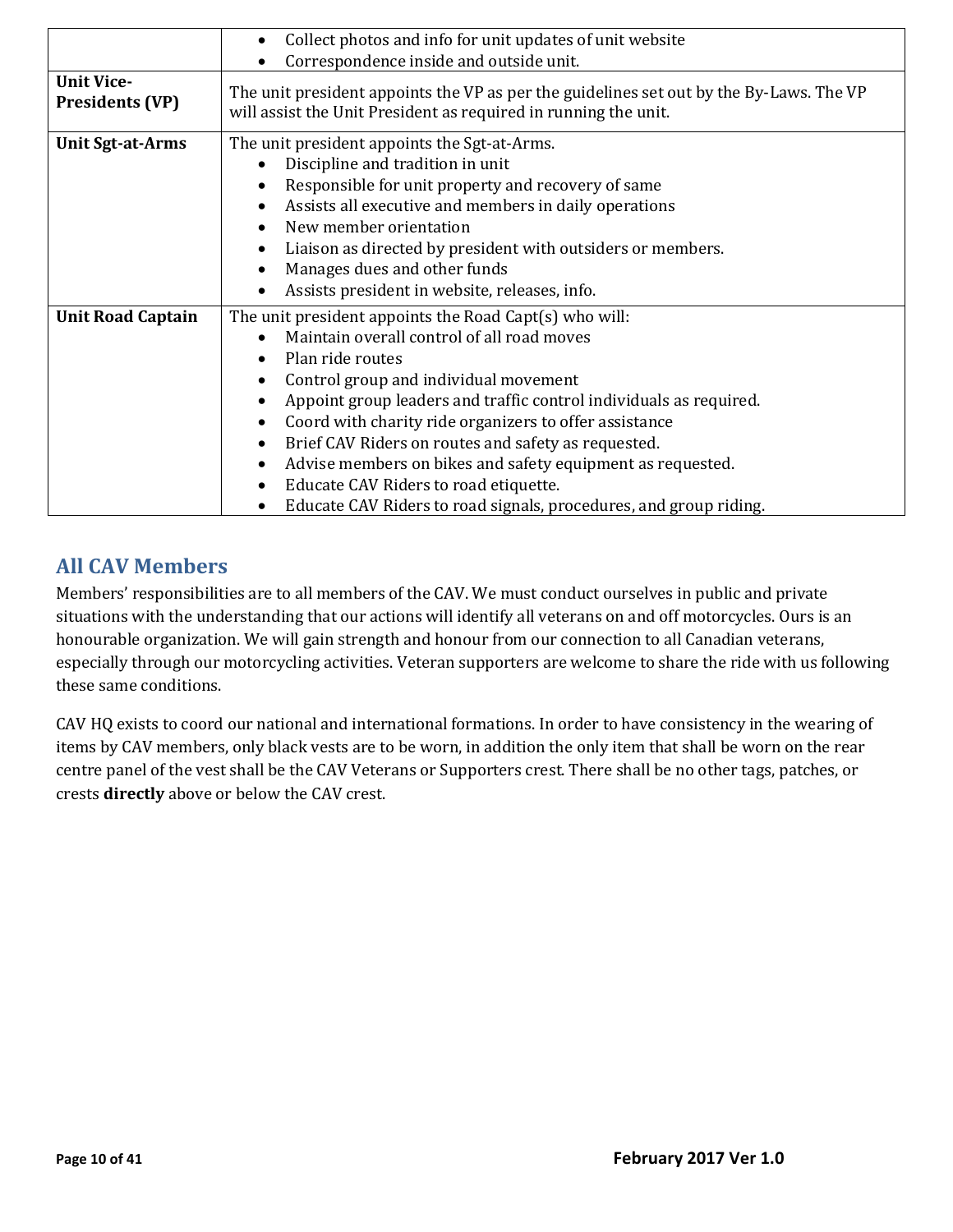| | |
|---|---|
| | • Collect photos and info for unit updates of unit website<br>• Correspondence inside and outside unit. |
| **Unit Vice-Presidents (VP)** | The unit president appoints the VP as per the guidelines set out by the By-Laws. The VP will assist the Unit President as required in running the unit. |
| **Unit Sgt-at-Arms** | The unit president appoints the Sgt-at-Arms.<br>• Discipline and tradition in unit<br>• Responsible for unit property and recovery of same<br>• Assists all executive and members in daily operations<br>• New member orientation<br>• Liaison as directed by president with outsiders or members.<br>• Manages dues and other funds<br>• Assists president in website, releases, info. |
| **Unit Road Captain** | The unit president appoints the Road Capt(s) who will:<br>• Maintain overall control of all road moves<br>• Plan ride routes<br>• Control group and individual movement<br>• Appoint group leaders and traffic control individuals as required.<br>• Coord with charity ride organizers to offer assistance<br>• Brief CAV Riders on routes and safety as requested.<br>• Advise members on bikes and safety equipment as requested.<br>• Educate CAV Riders to road etiquette.<br>• Educate CAV Riders to road signals, procedures, and group riding. |

## All CAV Members

Members' responsibilities are to all members of the CAV. We must conduct ourselves in public and private situations with the understanding that our actions will identify all veterans on and off motorcycles. Ours is an honourable organization. We will gain strength and honour from our connection to all Canadian veterans, especially through our motorcycling activities. Veteran supporters are welcome to share the ride with us following these same conditions.

CAV HQ exists to coord our national and international formations. In order to have consistency in the wearing of items by CAV members, only black vests are to be worn, in addition the only item that shall be worn on the rear centre panel of the vest shall be the CAV Veterans or Supporters crest. There shall be no other tags, patches, or crests **directly** above or below the CAV crest.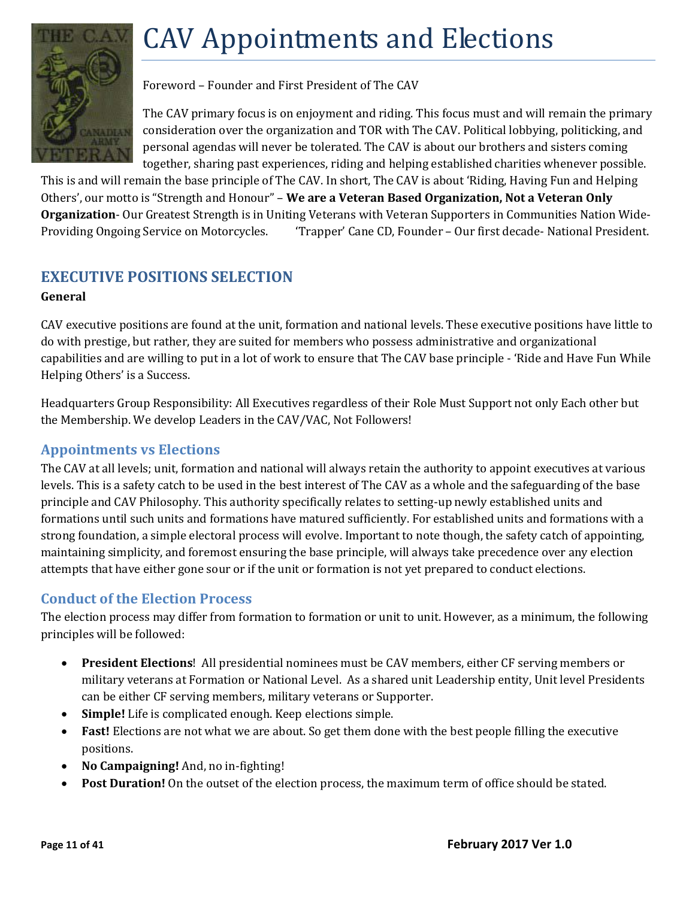# CAV Appointments and Elections

Foreword – Founder and First President of The CAV

The CAV primary focus is on enjoyment and riding. This focus must and will remain the primary consideration over the organization and TOR with The CAV. Political lobbying, politicking, and personal agendas will never be tolerated. The CAV is about our brothers and sisters coming together, sharing past experiences, riding and helping established charities whenever possible. This is and will remain the base principle of The CAV. In short, The CAV is about 'Riding, Having Fun and Helping Others', our motto is "Strength and Honour" – **We are a Veteran Based Organization, Not a Veteran Only Organization**- Our Greatest Strength is in Uniting Veterans with Veteran Supporters in Communities Nation Wide- Providing Ongoing Service on Motorcycles. 'Trapper' Cane CD, Founder – Our first decade- National President.

## EXECUTIVE POSITIONS SELECTION

**General**

CAV executive positions are found at the unit, formation and national levels. These executive positions have little to do with prestige, but rather, they are suited for members who possess administrative and organizational capabilities and are willing to put in a lot of work to ensure that The CAV base principle - 'Ride and Have Fun While Helping Others' is a Success.

Headquarters Group Responsibility: All Executives regardless of their Role Must Support not only Each other but the Membership. We develop Leaders in the CAV/VAC, Not Followers!

### Appointments vs Elections

The CAV at all levels; unit, formation and national will always retain the authority to appoint executives at various levels. This is a safety catch to be used in the best interest of The CAV as a whole and the safeguarding of the base principle and CAV Philosophy. This authority specifically relates to setting-up newly established units and formations until such units and formations have matured sufficiently. For established units and formations with a strong foundation, a simple electoral process will evolve. Important to note though, the safety catch of appointing, maintaining simplicity, and foremost ensuring the base principle, will always take precedence over any election attempts that have either gone sour or if the unit or formation is not yet prepared to conduct elections.

### Conduct of the Election Process

The election process may differ from formation to formation or unit to unit. However, as a minimum, the following principles will be followed:

- **President Elections**! All presidential nominees must be CAV members, either CF serving members or military veterans at Formation or National Level. As a shared unit Leadership entity, Unit level Presidents can be either CF serving members, military veterans or Supporter.
- **Simple!** Life is complicated enough. Keep elections simple.
- **Fast!** Elections are not what we are about. So get them done with the best people filling the executive positions.
- **No Campaigning!** And, no in-fighting!
- **Post Duration!** On the outset of the election process, the maximum term of office should be stated.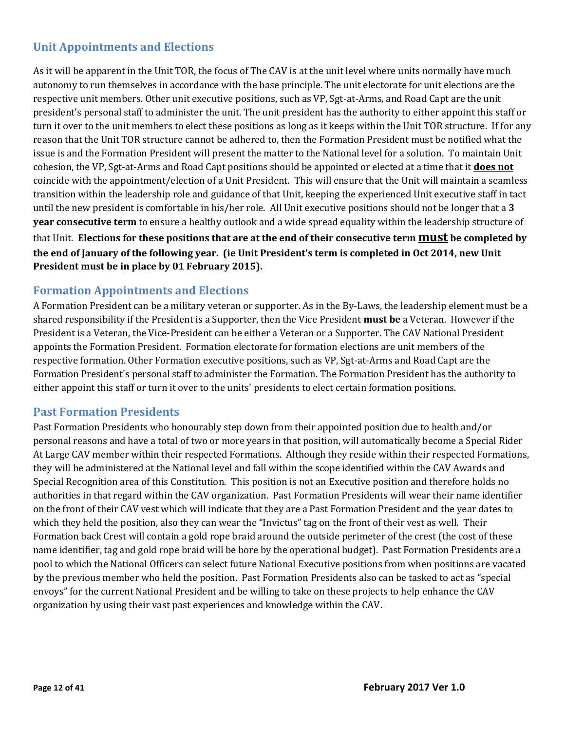## Unit Appointments and Elections

As it will be apparent in the Unit TOR, the focus of The CAV is at the unit level where units normally have much autonomy to run themselves in accordance with the base principle. The unit electorate for unit elections are the respective unit members. Other unit executive positions, such as VP, Sgt-at-Arms, and Road Capt are the unit president's personal staff to administer the unit. The unit president has the authority to either appoint this staff or turn it over to the unit members to elect these positions as long as it keeps within the Unit TOR structure. If for any reason that the Unit TOR structure cannot be adhered to, then the Formation President must be notified what the issue is and the Formation President will present the matter to the National level for a solution. To maintain Unit cohesion, the VP, Sgt-at-Arms and Road Capt positions should be appointed or elected at a time that it <u>**does not**</u> coincide with the appointment/election of a Unit President. This will ensure that the Unit will maintain a seamless transition within the leadership role and guidance of that Unit, keeping the experienced Unit executive staff in tact until the new president is comfortable in his/her role. All Unit executive positions should not be longer that a **3 year consecutive term** to ensure a healthy outlook and a wide spread equality within the leadership structure of that Unit. **Elections for these positions that are at the end of their consecutive term <u>must</u> be completed by the end of January of the following year. (ie Unit President's term is completed in Oct 2014, new Unit President must be in place by 01 February 2015).**

## Formation Appointments and Elections

A Formation President can be a military veteran or supporter. As in the By-Laws, the leadership element must be a shared responsibility if the President is a Supporter, then the Vice President **must be** a Veteran. However if the President is a Veteran, the Vice-President can be either a Veteran or a Supporter. The CAV National President appoints the Formation President. Formation electorate for formation elections are unit members of the respective formation. Other Formation executive positions, such as VP, Sgt-at-Arms and Road Capt are the Formation President's personal staff to administer the Formation. The Formation President has the authority to either appoint this staff or turn it over to the units' presidents to elect certain formation positions.

## Past Formation Presidents

Past Formation Presidents who honourably step down from their appointed position due to health and/or personal reasons and have a total of two or more years in that position, will automatically become a Special Rider At Large CAV member within their respected Formations. Although they reside within their respected Formations, they will be administered at the National level and fall within the scope identified within the CAV Awards and Special Recognition area of this Constitution. This position is not an Executive position and therefore holds no authorities in that regard within the CAV organization. Past Formation Presidents will wear their name identifier on the front of their CAV vest which will indicate that they are a Past Formation President and the year dates to which they held the position, also they can wear the "Invictus" tag on the front of their vest as well. Their Formation back Crest will contain a gold rope braid around the outside perimeter of the crest (the cost of these name identifier, tag and gold rope braid will be bore by the operational budget). Past Formation Presidents are a pool to which the National Officers can select future National Executive positions from when positions are vacated by the previous member who held the position. Past Formation Presidents also can be tasked to act as "special envoys" for the current National President and be willing to take on these projects to help enhance the CAV organization by using their vast past experiences and knowledge within the CAV**.**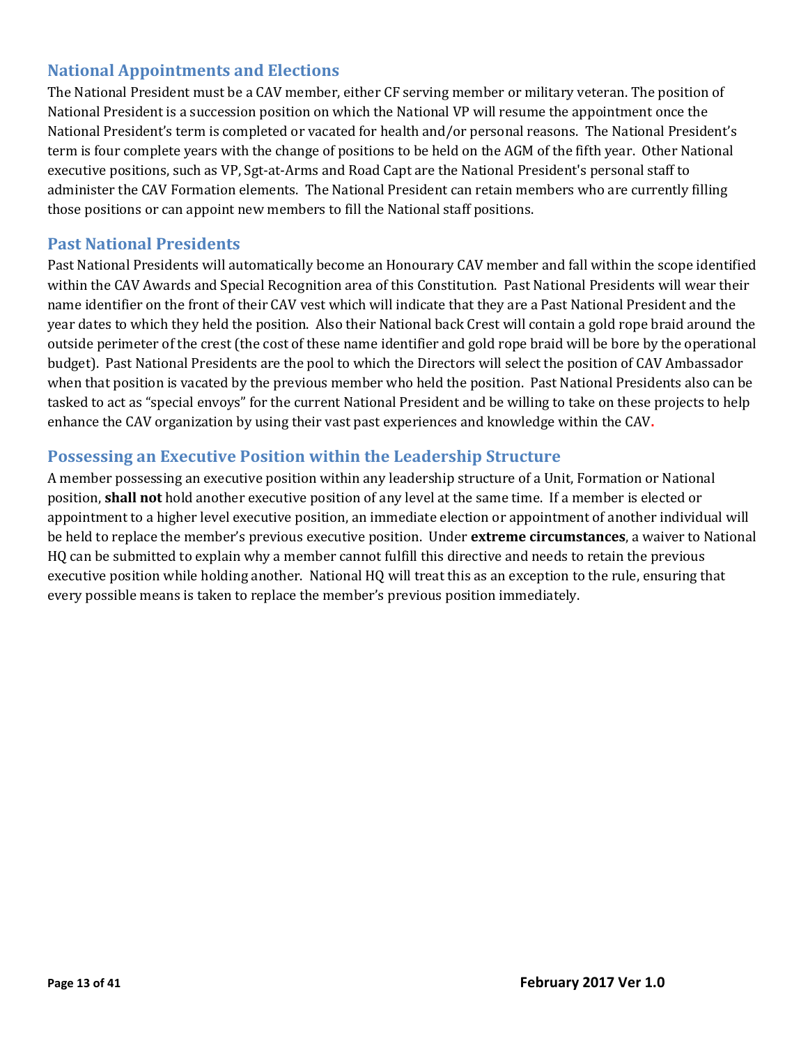## National Appointments and Elections

The National President must be a CAV member, either CF serving member or military veteran. The position of National President is a succession position on which the National VP will resume the appointment once the National President's term is completed or vacated for health and/or personal reasons. The National President's term is four complete years with the change of positions to be held on the AGM of the fifth year. Other National executive positions, such as VP, Sgt-at-Arms and Road Capt are the National President's personal staff to administer the CAV Formation elements. The National President can retain members who are currently filling those positions or can appoint new members to fill the National staff positions.

## Past National Presidents

Past National Presidents will automatically become an Honourary CAV member and fall within the scope identified within the CAV Awards and Special Recognition area of this Constitution. Past National Presidents will wear their name identifier on the front of their CAV vest which will indicate that they are a Past National President and the year dates to which they held the position. Also their National back Crest will contain a gold rope braid around the outside perimeter of the crest (the cost of these name identifier and gold rope braid will be bore by the operational budget). Past National Presidents are the pool to which the Directors will select the position of CAV Ambassador when that position is vacated by the previous member who held the position. Past National Presidents also can be tasked to act as "special envoys" for the current National President and be willing to take on these projects to help enhance the CAV organization by using their vast past experiences and knowledge within the CAV.

## Possessing an Executive Position within the Leadership Structure

A member possessing an executive position within any leadership structure of a Unit, Formation or National position, **shall not** hold another executive position of any level at the same time. If a member is elected or appointment to a higher level executive position, an immediate election or appointment of another individual will be held to replace the member's previous executive position. Under **extreme circumstances**, a waiver to National HQ can be submitted to explain why a member cannot fulfill this directive and needs to retain the previous executive position while holding another. National HQ will treat this as an exception to the rule, ensuring that every possible means is taken to replace the member's previous position immediately.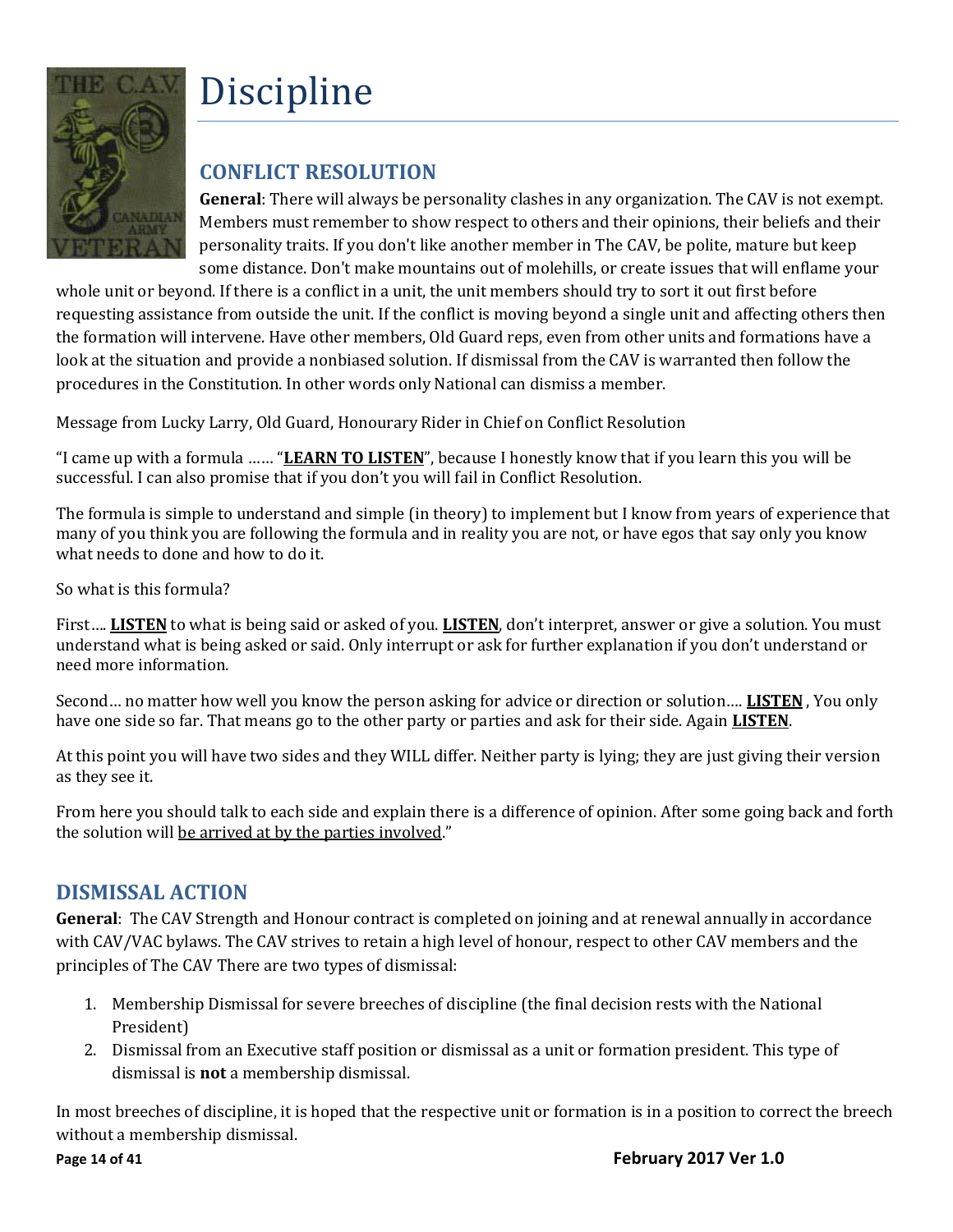# Discipline

## CONFLICT RESOLUTION

**General**: There will always be personality clashes in any organization. The CAV is not exempt. Members must remember to show respect to others and their opinions, their beliefs and their personality traits. If you don't like another member in The CAV, be polite, mature but keep some distance. Don't make mountains out of molehills, or create issues that will enflame your whole unit or beyond. If there is a conflict in a unit, the unit members should try to sort it out first before requesting assistance from outside the unit. If the conflict is moving beyond a single unit and affecting others then the formation will intervene. Have other members, Old Guard reps, even from other units and formations have a look at the situation and provide a nonbiased solution. If dismissal from the CAV is warranted then follow the procedures in the Constitution. In other words only National can dismiss a member.

Message from Lucky Larry, Old Guard, Honourary Rider in Chief on Conflict Resolution

"I came up with a formula …… "**<u>LEARN TO LISTEN</u>**", because I honestly know that if you learn this you will be successful. I can also promise that if you don't you will fail in Conflict Resolution.

The formula is simple to understand and simple (in theory) to implement but I know from years of experience that many of you think you are following the formula and in reality you are not, or have egos that say only you know what needs to done and how to do it.

So what is this formula?

First…. **<u>LISTEN</u>** to what is being said or asked of you. **<u>LISTEN</u>**, don't interpret, answer or give a solution. You must understand what is being asked or said. Only interrupt or ask for further explanation if you don't understand or need more information.

Second… no matter how well you know the person asking for advice or direction or solution…. **<u>LISTEN</u>** , You only have one side so far. That means go to the other party or parties and ask for their side. Again **<u>LISTEN</u>**.

At this point you will have two sides and they WILL differ. Neither party is lying; they are just giving their version as they see it.

From here you should talk to each side and explain there is a difference of opinion. After some going back and forth the solution will <u>be arrived at by the parties involved</u>."

## DISMISSAL ACTION

**General**: The CAV Strength and Honour contract is completed on joining and at renewal annually in accordance with CAV/VAC bylaws. The CAV strives to retain a high level of honour, respect to other CAV members and the principles of The CAV There are two types of dismissal:

1. Membership Dismissal for severe breeches of discipline (the final decision rests with the National President)
2. Dismissal from an Executive staff position or dismissal as a unit or formation president. This type of dismissal is **not** a membership dismissal.

In most breeches of discipline, it is hoped that the respective unit or formation is in a position to correct the breech without a membership dismissal.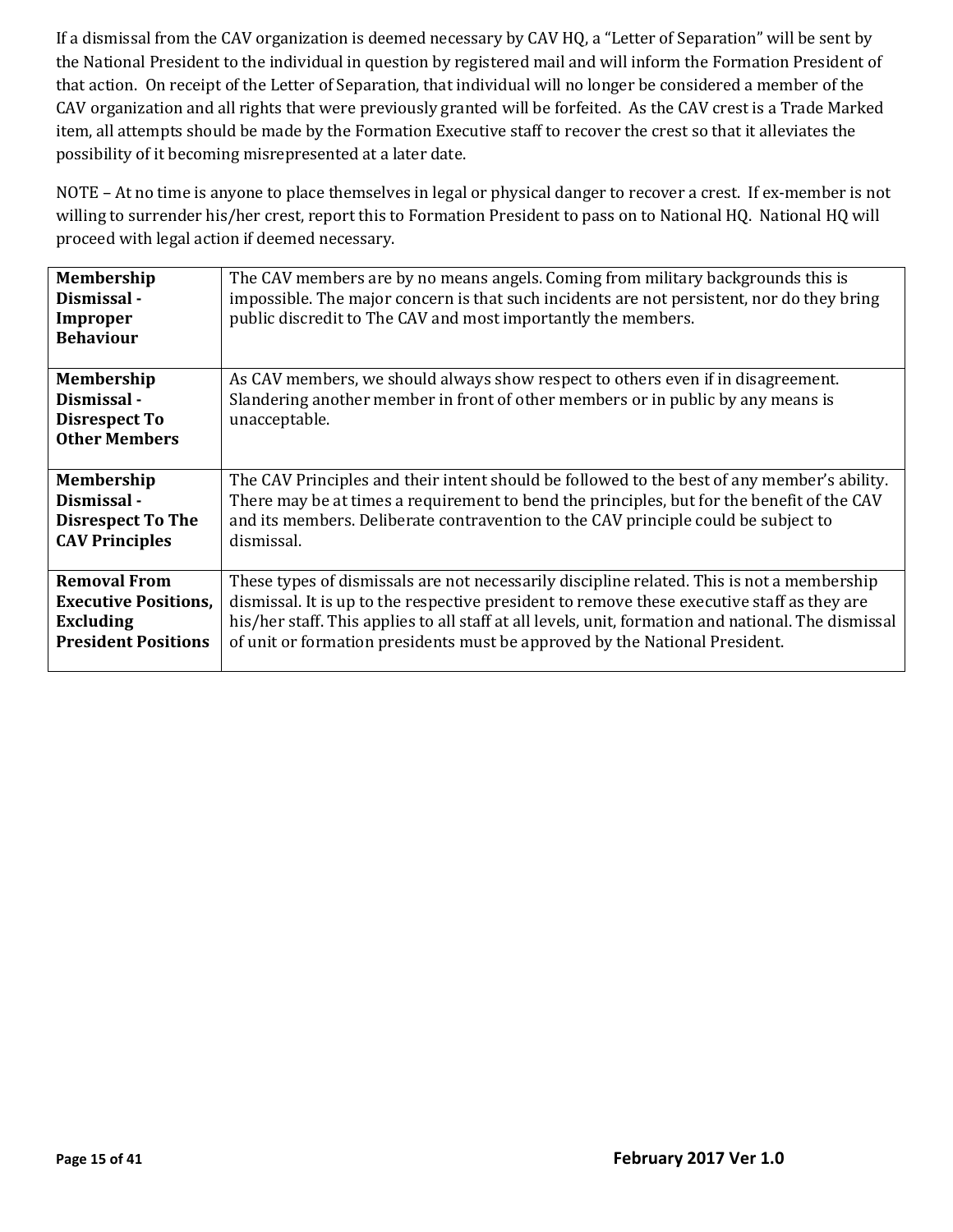If a dismissal from the CAV organization is deemed necessary by CAV HQ, a "Letter of Separation" will be sent by the National President to the individual in question by registered mail and will inform the Formation President of that action. On receipt of the Letter of Separation, that individual will no longer be considered a member of the CAV organization and all rights that were previously granted will be forfeited. As the CAV crest is a Trade Marked item, all attempts should be made by the Formation Executive staff to recover the crest so that it alleviates the possibility of it becoming misrepresented at a later date.

NOTE – At no time is anyone to place themselves in legal or physical danger to recover a crest. If ex-member is not willing to surrender his/her crest, report this to Formation President to pass on to National HQ. National HQ will proceed with legal action if deemed necessary.

| | |
|---|---|
| **Membership Dismissal - Improper Behaviour** | The CAV members are by no means angels. Coming from military backgrounds this is impossible. The major concern is that such incidents are not persistent, nor do they bring public discredit to The CAV and most importantly the members. |
| **Membership Dismissal - Disrespect To Other Members** | As CAV members, we should always show respect to others even if in disagreement. Slandering another member in front of other members or in public by any means is unacceptable. |
| **Membership Dismissal - Disrespect To The CAV Principles** | The CAV Principles and their intent should be followed to the best of any member's ability. There may be at times a requirement to bend the principles, but for the benefit of the CAV and its members. Deliberate contravention to the CAV principle could be subject to dismissal. |
| **Removal From Executive Positions, Excluding President Positions** | These types of dismissals are not necessarily discipline related. This is not a membership dismissal. It is up to the respective president to remove these executive staff as they are his/her staff. This applies to all staff at all levels, unit, formation and national. The dismissal of unit or formation presidents must be approved by the National President. |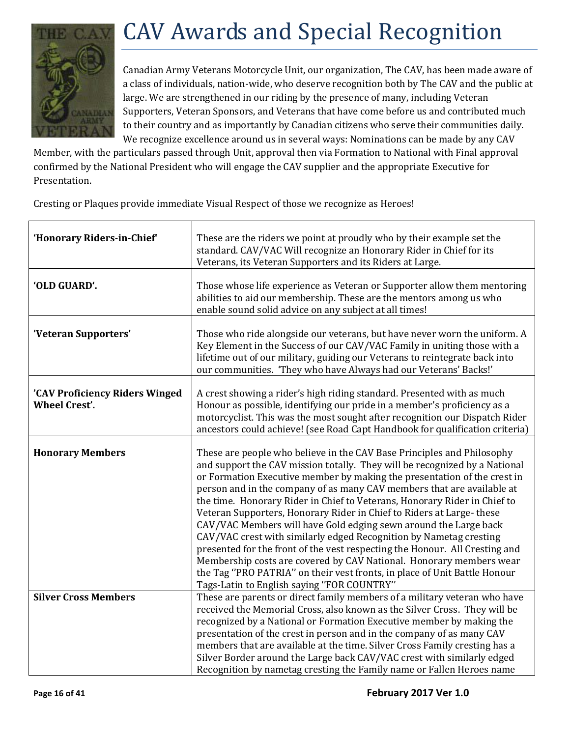# CAV Awards and Special Recognition

Canadian Army Veterans Motorcycle Unit, our organization, The CAV, has been made aware of a class of individuals, nation-wide, who deserve recognition both by The CAV and the public at large. We are strengthened in our riding by the presence of many, including Veteran Supporters, Veteran Sponsors, and Veterans that have come before us and contributed much to their country and as importantly by Canadian citizens who serve their communities daily. We recognize excellence around us in several ways: Nominations can be made by any CAV Member, with the particulars passed through Unit, approval then via Formation to National with Final approval confirmed by the National President who will engage the CAV supplier and the appropriate Executive for Presentation.

Cresting or Plaques provide immediate Visual Respect of those we recognize as Heroes!

| | |
|---|---|
| **'Honorary Riders-in-Chief'** | These are the riders we point at proudly who by their example set the standard. CAV/VAC Will recognize an Honorary Rider in Chief for its Veterans, its Veteran Supporters and its Riders at Large. |
| **'OLD GUARD'.** | Those whose life experience as Veteran or Supporter allow them mentoring abilities to aid our membership. These are the mentors among us who enable sound solid advice on any subject at all times! |
| **'Veteran Supporters'** | Those who ride alongside our veterans, but have never worn the uniform. A Key Element in the Success of our CAV/VAC Family in uniting those with a lifetime out of our military, guiding our Veterans to reintegrate back into our communities. 'They who have Always had our Veterans' Backs!' |
| **'CAV Proficiency Riders Winged Wheel Crest'.** | A crest showing a rider's high riding standard. Presented with as much Honour as possible, identifying our pride in a member's proficiency as a motorcyclist. This was the most sought after recognition our Dispatch Rider ancestors could achieve! (see Road Capt Handbook for qualification criteria) |
| **Honorary Members** | These are people who believe in the CAV Base Principles and Philosophy and support the CAV mission totally. They will be recognized by a National or Formation Executive member by making the presentation of the crest in person and in the company of as many CAV members that are available at the time. Honorary Rider in Chief to Veterans, Honorary Rider in Chief to Veteran Supporters, Honorary Rider in Chief to Riders at Large- these CAV/VAC Members will have Gold edging sewn around the Large back CAV/VAC crest with similarly edged Recognition by Nametag cresting presented for the front of the vest respecting the Honour. All Cresting and Membership costs are covered by CAV National. Honorary members wear the Tag ''PRO PATRIA'' on their vest fronts, in place of Unit Battle Honour Tags-Latin to English saying ''FOR COUNTRY'' |
| **Silver Cross Members** | These are parents or direct family members of a military veteran who have received the Memorial Cross, also known as the Silver Cross. They will be recognized by a National or Formation Executive member by making the presentation of the crest in person and in the company of as many CAV members that are available at the time. Silver Cross Family cresting has a Silver Border around the Large back CAV/VAC crest with similarly edged Recognition by nametag cresting the Family name or Fallen Heroes name |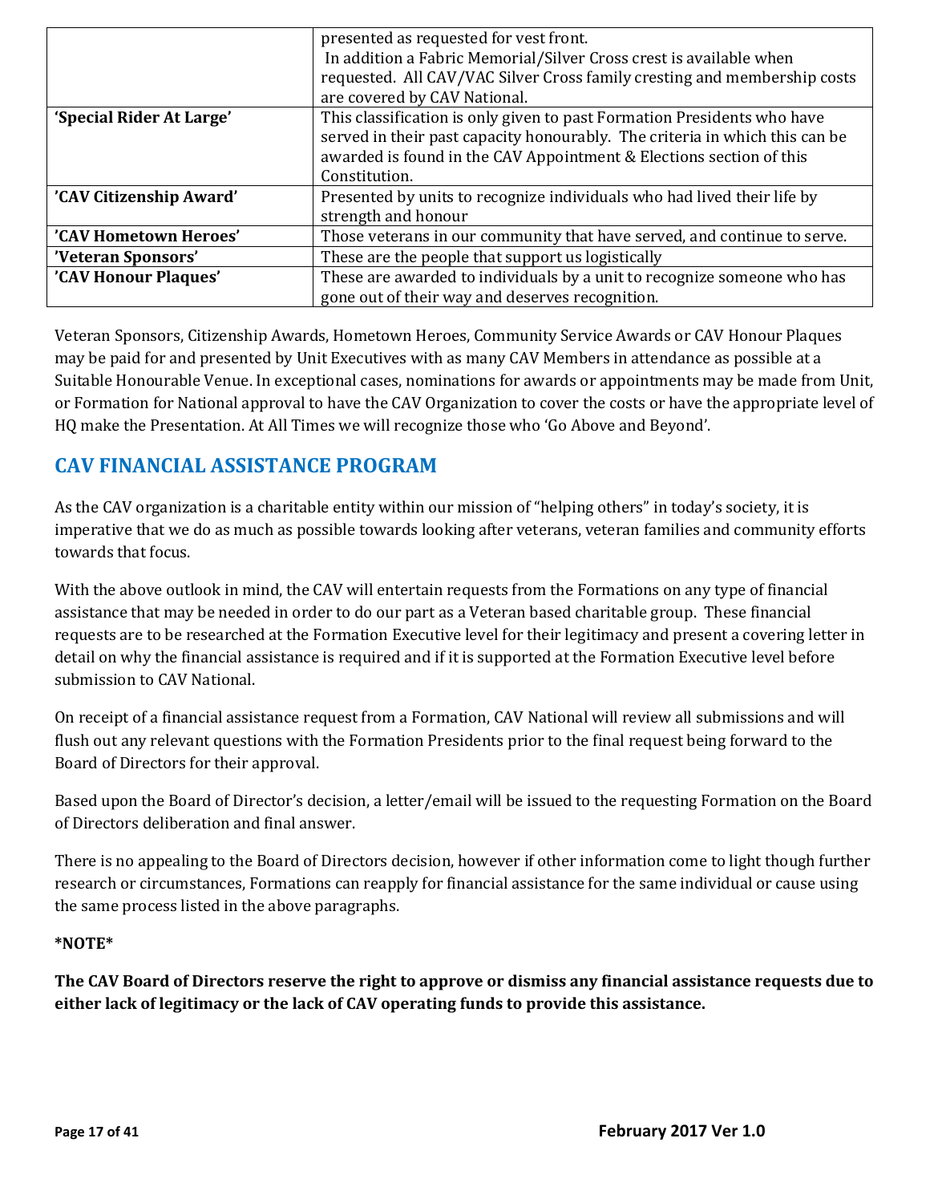| | |
|---|---|
| | presented as requested for vest front. In addition a Fabric Memorial/Silver Cross crest is available when requested. All CAV/VAC Silver Cross family cresting and membership costs are covered by CAV National. |
| **'Special Rider At Large'** | This classification is only given to past Formation Presidents who have served in their past capacity honourably. The criteria in which this can be awarded is found in the CAV Appointment & Elections section of this Constitution. |
| **'CAV Citizenship Award'** | Presented by units to recognize individuals who had lived their life by strength and honour |
| **'CAV Hometown Heroes'** | Those veterans in our community that have served, and continue to serve. |
| **'Veteran Sponsors'** | These are the people that support us logistically |
| **'CAV Honour Plaques'** | These are awarded to individuals by a unit to recognize someone who has gone out of their way and deserves recognition. |

Veteran Sponsors, Citizenship Awards, Hometown Heroes, Community Service Awards or CAV Honour Plaques may be paid for and presented by Unit Executives with as many CAV Members in attendance as possible at a Suitable Honourable Venue. In exceptional cases, nominations for awards or appointments may be made from Unit, or Formation for National approval to have the CAV Organization to cover the costs or have the appropriate level of HQ make the Presentation. At All Times we will recognize those who 'Go Above and Beyond'.

## CAV FINANCIAL ASSISTANCE PROGRAM

As the CAV organization is a charitable entity within our mission of "helping others" in today's society, it is imperative that we do as much as possible towards looking after veterans, veteran families and community efforts towards that focus.

With the above outlook in mind, the CAV will entertain requests from the Formations on any type of financial assistance that may be needed in order to do our part as a Veteran based charitable group. These financial requests are to be researched at the Formation Executive level for their legitimacy and present a covering letter in detail on why the financial assistance is required and if it is supported at the Formation Executive level before submission to CAV National.

On receipt of a financial assistance request from a Formation, CAV National will review all submissions and will flush out any relevant questions with the Formation Presidents prior to the final request being forward to the Board of Directors for their approval.

Based upon the Board of Director's decision, a letter/email will be issued to the requesting Formation on the Board of Directors deliberation and final answer.

There is no appealing to the Board of Directors decision, however if other information come to light though further research or circumstances, Formations can reapply for financial assistance for the same individual or cause using the same process listed in the above paragraphs.

**\*NOTE\***

**The CAV Board of Directors reserve the right to approve or dismiss any financial assistance requests due to either lack of legitimacy or the lack of CAV operating funds to provide this assistance.**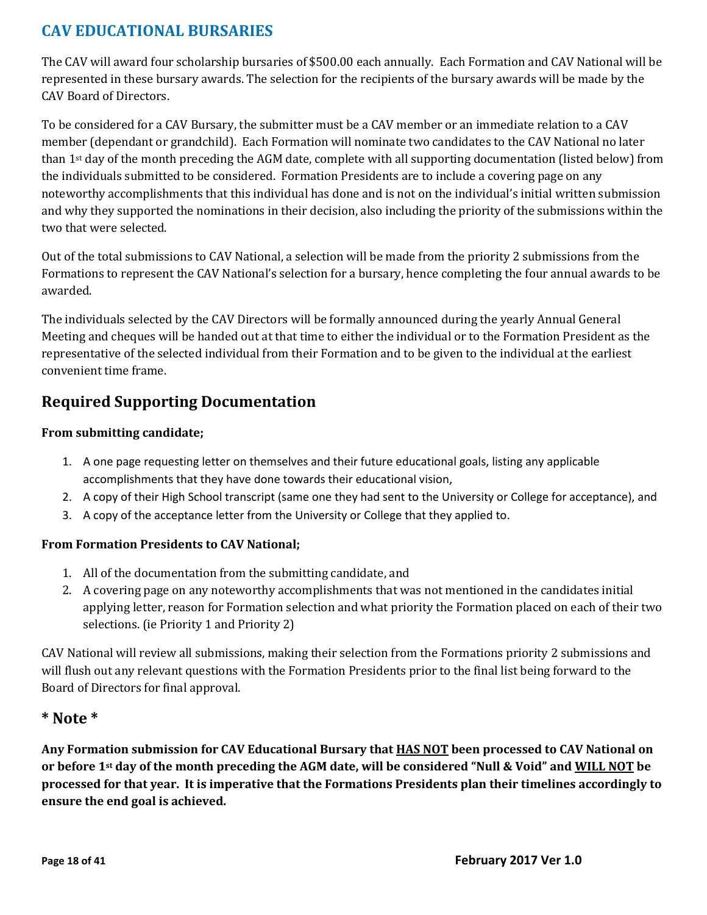# CAV EDUCATIONAL BURSARIES

The CAV will award four scholarship bursaries of $500.00 each annually. Each Formation and CAV National will be represented in these bursary awards. The selection for the recipients of the bursary awards will be made by the CAV Board of Directors.

To be considered for a CAV Bursary, the submitter must be a CAV member or an immediate relation to a CAV member (dependant or grandchild). Each Formation will nominate two candidates to the CAV National no later than 1st day of the month preceding the AGM date, complete with all supporting documentation (listed below) from the individuals submitted to be considered. Formation Presidents are to include a covering page on any noteworthy accomplishments that this individual has done and is not on the individual's initial written submission and why they supported the nominations in their decision, also including the priority of the submissions within the two that were selected.

Out of the total submissions to CAV National, a selection will be made from the priority 2 submissions from the Formations to represent the CAV National's selection for a bursary, hence completing the four annual awards to be awarded.

The individuals selected by the CAV Directors will be formally announced during the yearly Annual General Meeting and cheques will be handed out at that time to either the individual or to the Formation President as the representative of the selected individual from their Formation and to be given to the individual at the earliest convenient time frame.

## Required Supporting Documentation

**From submitting candidate;**

1. A one page requesting letter on themselves and their future educational goals, listing any applicable accomplishments that they have done towards their educational vision,
2. A copy of their High School transcript (same one they had sent to the University or College for acceptance), and
3. A copy of the acceptance letter from the University or College that they applied to.

**From Formation Presidents to CAV National;**

1. All of the documentation from the submitting candidate, and
2. A covering page on any noteworthy accomplishments that was not mentioned in the candidates initial applying letter, reason for Formation selection and what priority the Formation placed on each of their two selections. (ie Priority 1 and Priority 2)

CAV National will review all submissions, making their selection from the Formations priority 2 submissions and will flush out any relevant questions with the Formation Presidents prior to the final list being forward to the Board of Directors for final approval.

## * Note *

**Any Formation submission for CAV Educational Bursary that <u>HAS NOT</u> been processed to CAV National on or before 1st day of the month preceding the AGM date, will be considered "Null & Void" and <u>WILL NOT</u> be processed for that year. It is imperative that the Formations Presidents plan their timelines accordingly to ensure the end goal is achieved.**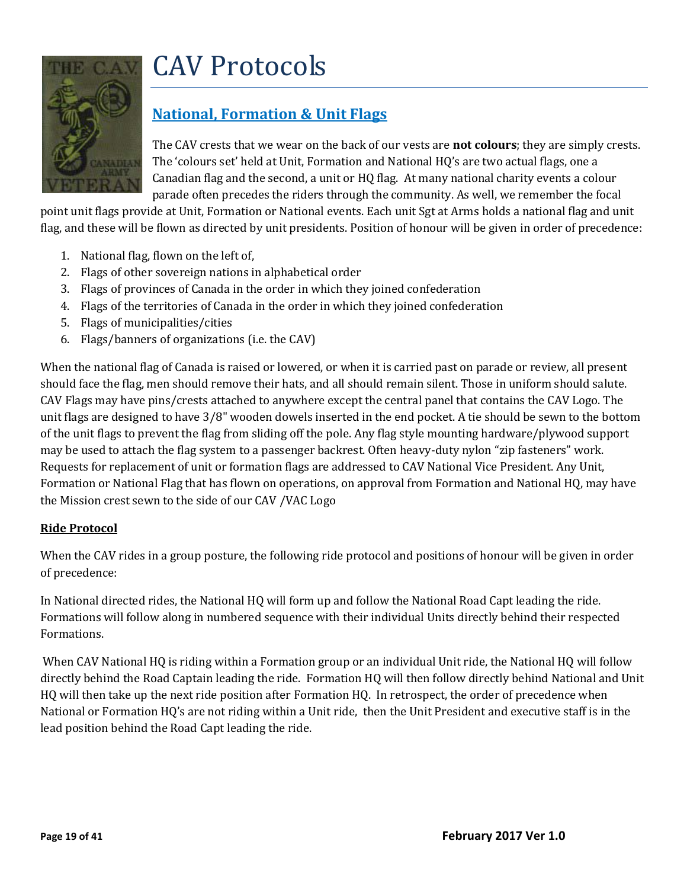# CAV Protocols

## National, Formation & Unit Flags

The CAV crests that we wear on the back of our vests are **not colours**; they are simply crests. The 'colours set' held at Unit, Formation and National HQ's are two actual flags, one a Canadian flag and the second, a unit or HQ flag. At many national charity events a colour parade often precedes the riders through the community. As well, we remember the focal point unit flags provide at Unit, Formation or National events. Each unit Sgt at Arms holds a national flag and unit flag, and these will be flown as directed by unit presidents. Position of honour will be given in order of precedence:

1. National flag, flown on the left of,
2. Flags of other sovereign nations in alphabetical order
3. Flags of provinces of Canada in the order in which they joined confederation
4. Flags of the territories of Canada in the order in which they joined confederation
5. Flags of municipalities/cities
6. Flags/banners of organizations (i.e. the CAV)

When the national flag of Canada is raised or lowered, or when it is carried past on parade or review, all present should face the flag, men should remove their hats, and all should remain silent. Those in uniform should salute. CAV Flags may have pins/crests attached to anywhere except the central panel that contains the CAV Logo. The unit flags are designed to have 3/8" wooden dowels inserted in the end pocket. A tie should be sewn to the bottom of the unit flags to prevent the flag from sliding off the pole. Any flag style mounting hardware/plywood support may be used to attach the flag system to a passenger backrest. Often heavy-duty nylon "zip fasteners" work. Requests for replacement of unit or formation flags are addressed to CAV National Vice President. Any Unit, Formation or National Flag that has flown on operations, on approval from Formation and National HQ, may have the Mission crest sewn to the side of our CAV /VAC Logo

**Ride Protocol**

When the CAV rides in a group posture, the following ride protocol and positions of honour will be given in order of precedence:

In National directed rides, the National HQ will form up and follow the National Road Capt leading the ride. Formations will follow along in numbered sequence with their individual Units directly behind their respected Formations.

When CAV National HQ is riding within a Formation group or an individual Unit ride, the National HQ will follow directly behind the Road Captain leading the ride. Formation HQ will then follow directly behind National and Unit HQ will then take up the next ride position after Formation HQ. In retrospect, the order of precedence when National or Formation HQ's are not riding within a Unit ride, then the Unit President and executive staff is in the lead position behind the Road Capt leading the ride.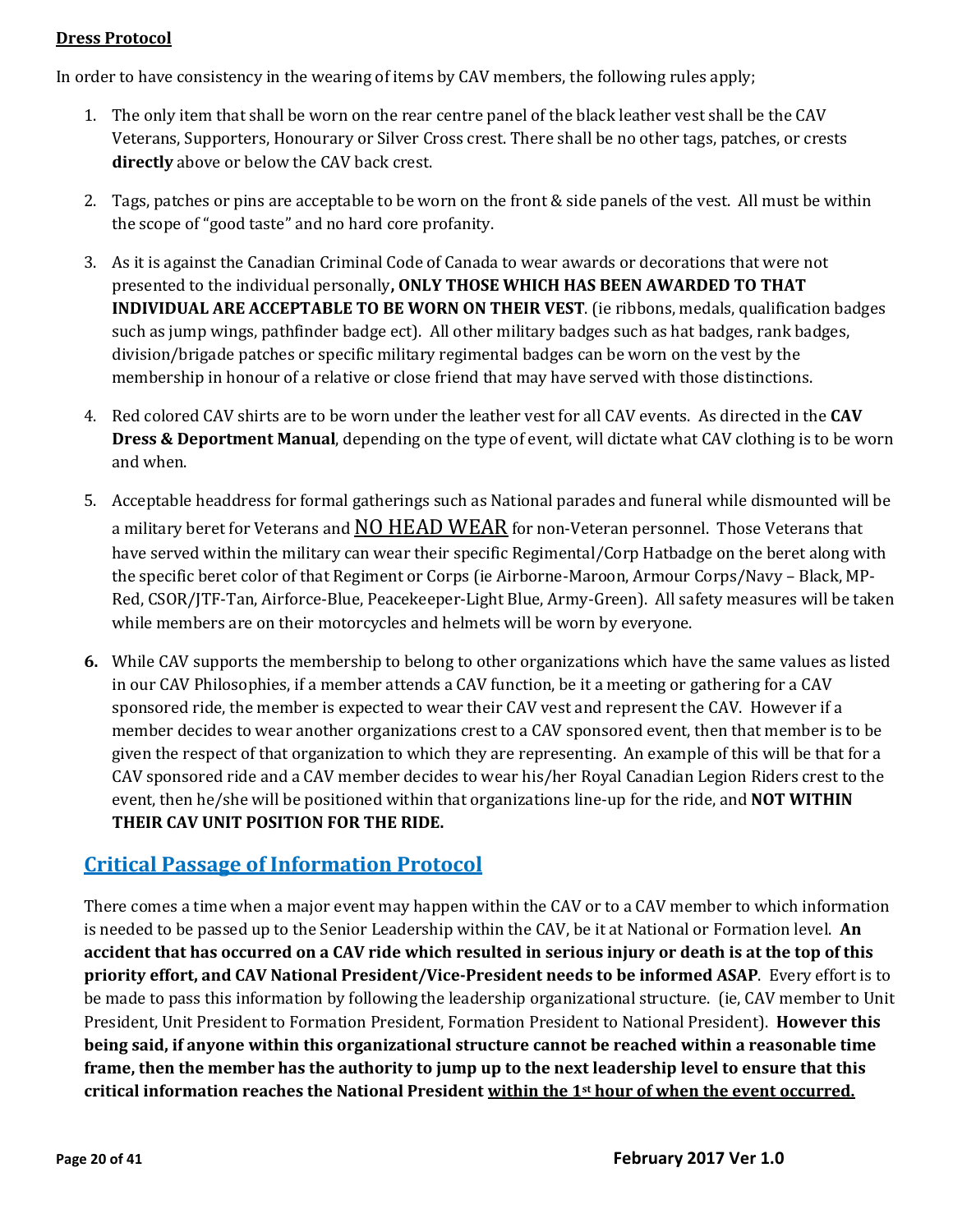**Dress Protocol**

In order to have consistency in the wearing of items by CAV members, the following rules apply;

1. The only item that shall be worn on the rear centre panel of the black leather vest shall be the CAV Veterans, Supporters, Honourary or Silver Cross crest. There shall be no other tags, patches, or crests **directly** above or below the CAV back crest.

2. Tags, patches or pins are acceptable to be worn on the front & side panels of the vest. All must be within the scope of "good taste" and no hard core profanity.

3. As it is against the Canadian Criminal Code of Canada to wear awards or decorations that were not presented to the individual personally**, ONLY THOSE WHICH HAS BEEN AWARDED TO THAT INDIVIDUAL ARE ACCEPTABLE TO BE WORN ON THEIR VEST**. (ie ribbons, medals, qualification badges such as jump wings, pathfinder badge ect). All other military badges such as hat badges, rank badges, division/brigade patches or specific military regimental badges can be worn on the vest by the membership in honour of a relative or close friend that may have served with those distinctions.

4. Red colored CAV shirts are to be worn under the leather vest for all CAV events. As directed in the **CAV Dress & Deportment Manual**, depending on the type of event, will dictate what CAV clothing is to be worn and when.

5. Acceptable headdress for formal gatherings such as National parades and funeral while dismounted will be a military beret for Veterans and NO HEAD WEAR for non-Veteran personnel. Those Veterans that have served within the military can wear their specific Regimental/Corp Hatbadge on the beret along with the specific beret color of that Regiment or Corps (ie Airborne-Maroon, Armour Corps/Navy – Black, MP-Red, CSOR/JTF-Tan, Airforce-Blue, Peacekeeper-Light Blue, Army-Green). All safety measures will be taken while members are on their motorcycles and helmets will be worn by everyone.

6. While CAV supports the membership to belong to other organizations which have the same values as listed in our CAV Philosophies, if a member attends a CAV function, be it a meeting or gathering for a CAV sponsored ride, the member is expected to wear their CAV vest and represent the CAV. However if a member decides to wear another organizations crest to a CAV sponsored event, then that member is to be given the respect of that organization to which they are representing. An example of this will be that for a CAV sponsored ride and a CAV member decides to wear his/her Royal Canadian Legion Riders crest to the event, then he/she will be positioned within that organizations line-up for the ride, and **NOT WITHIN THEIR CAV UNIT POSITION FOR THE RIDE.**

## Critical Passage of Information Protocol

There comes a time when a major event may happen within the CAV or to a CAV member to which information is needed to be passed up to the Senior Leadership within the CAV, be it at National or Formation level. **An accident that has occurred on a CAV ride which resulted in serious injury or death is at the top of this priority effort, and CAV National President/Vice-President needs to be informed ASAP**. Every effort is to be made to pass this information by following the leadership organizational structure. (ie, CAV member to Unit President, Unit President to Formation President, Formation President to National President). **However this being said, if anyone within this organizational structure cannot be reached within a reasonable time frame, then the member has the authority to jump up to the next leadership level to ensure that this critical information reaches the National President within the 1st hour of when the event occurred.**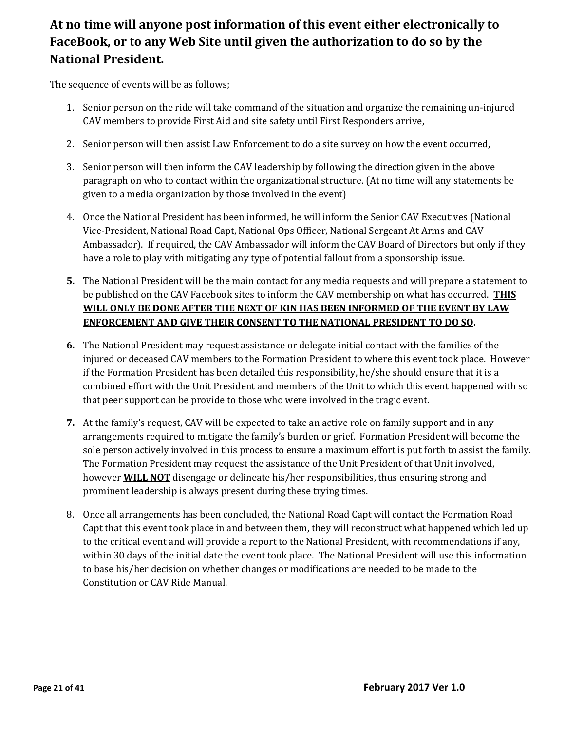**At no time will anyone post information of this event either electronically to FaceBook, or to any Web Site until given the authorization to do so by the National President.**

The sequence of events will be as follows;

1. Senior person on the ride will take command of the situation and organize the remaining un-injured CAV members to provide First Aid and site safety until First Responders arrive,

2. Senior person will then assist Law Enforcement to do a site survey on how the event occurred,

3. Senior person will then inform the CAV leadership by following the direction given in the above paragraph on who to contact within the organizational structure. (At no time will any statements be given to a media organization by those involved in the event)

4. Once the National President has been informed, he will inform the Senior CAV Executives (National Vice-President, National Road Capt, National Ops Officer, National Sergeant At Arms and CAV Ambassador). If required, the CAV Ambassador will inform the CAV Board of Directors but only if they have a role to play with mitigating any type of potential fallout from a sponsorship issue.

5. The National President will be the main contact for any media requests and will prepare a statement to be published on the CAV Facebook sites to inform the CAV membership on what has occurred. **<u>THIS WILL ONLY BE DONE AFTER THE NEXT OF KIN HAS BEEN INFORMED OF THE EVENT BY LAW ENFORCEMENT AND GIVE THEIR CONSENT TO THE NATIONAL PRESIDENT TO DO SO</u>.**

6. The National President may request assistance or delegate initial contact with the families of the injured or deceased CAV members to the Formation President to where this event took place. However if the Formation President has been detailed this responsibility, he/she should ensure that it is a combined effort with the Unit President and members of the Unit to which this event happened with so that peer support can be provide to those who were involved in the tragic event.

7. At the family's request, CAV will be expected to take an active role on family support and in any arrangements required to mitigate the family's burden or grief. Formation President will become the sole person actively involved in this process to ensure a maximum effort is put forth to assist the family. The Formation President may request the assistance of the Unit President of that Unit involved, however **<u>WILL NOT</u>** disengage or delineate his/her responsibilities, thus ensuring strong and prominent leadership is always present during these trying times.

8. Once all arrangements has been concluded, the National Road Capt will contact the Formation Road Capt that this event took place in and between them, they will reconstruct what happened which led up to the critical event and will provide a report to the National President, with recommendations if any, within 30 days of the initial date the event took place. The National President will use this information to base his/her decision on whether changes or modifications are needed to be made to the Constitution or CAV Ride Manual.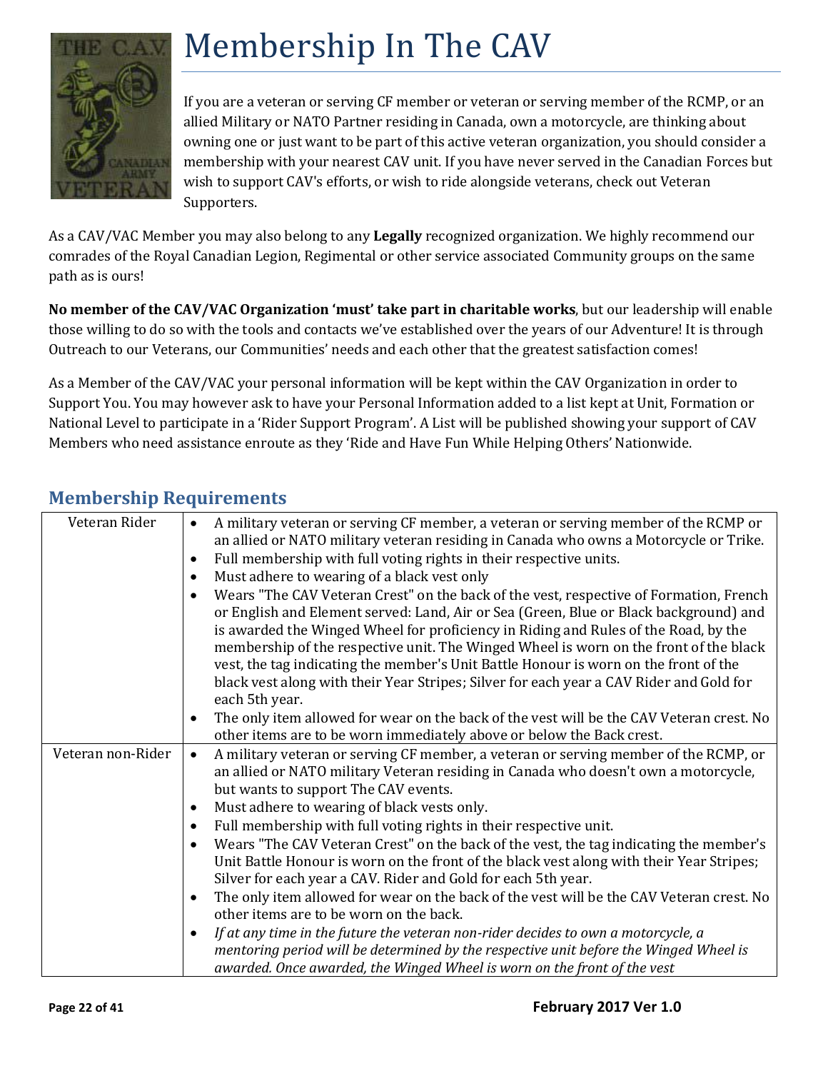# Membership In The CAV

If you are a veteran or serving CF member or veteran or serving member of the RCMP, or an allied Military or NATO Partner residing in Canada, own a motorcycle, are thinking about owning one or just want to be part of this active veteran organization, you should consider a membership with your nearest CAV unit. If you have never served in the Canadian Forces but wish to support CAV's efforts, or wish to ride alongside veterans, check out Veteran Supporters.

As a CAV/VAC Member you may also belong to any **Legally** recognized organization. We highly recommend our comrades of the Royal Canadian Legion, Regimental or other service associated Community groups on the same path as is ours!

**No member of the CAV/VAC Organization 'must' take part in charitable works**, but our leadership will enable those willing to do so with the tools and contacts we've established over the years of our Adventure! It is through Outreach to our Veterans, our Communities' needs and each other that the greatest satisfaction comes!

As a Member of the CAV/VAC your personal information will be kept within the CAV Organization in order to Support You. You may however ask to have your Personal Information added to a list kept at Unit, Formation or National Level to participate in a 'Rider Support Program'. A List will be published showing your support of CAV Members who need assistance enroute as they 'Ride and Have Fun While Helping Others' Nationwide.

## Membership Requirements

| | |
|---|---|
| Veteran Rider | • A military veteran or serving CF member, a veteran or serving member of the RCMP or an allied or NATO military veteran residing in Canada who owns a Motorcycle or Trike.<br>• Full membership with full voting rights in their respective units.<br>• Must adhere to wearing of a black vest only<br>• Wears "The CAV Veteran Crest" on the back of the vest, respective of Formation, French or English and Element served: Land, Air or Sea (Green, Blue or Black background) and is awarded the Winged Wheel for proficiency in Riding and Rules of the Road, by the membership of the respective unit. The Winged Wheel is worn on the front of the black vest, the tag indicating the member's Unit Battle Honour is worn on the front of the black vest along with their Year Stripes; Silver for each year a CAV Rider and Gold for each 5th year.<br>• The only item allowed for wear on the back of the vest will be the CAV Veteran crest. No other items are to be worn immediately above or below the Back crest. |
| Veteran non-Rider | • A military veteran or serving CF member, a veteran or serving member of the RCMP, or an allied or NATO military Veteran residing in Canada who doesn't own a motorcycle, but wants to support The CAV events.<br>• Must adhere to wearing of black vests only.<br>• Full membership with full voting rights in their respective unit.<br>• Wears "The CAV Veteran Crest" on the back of the vest, the tag indicating the member's Unit Battle Honour is worn on the front of the black vest along with their Year Stripes; Silver for each year a CAV. Rider and Gold for each 5th year.<br>• The only item allowed for wear on the back of the vest will be the CAV Veteran crest. No other items are to be worn on the back.<br>• *If at any time in the future the veteran non-rider decides to own a motorcycle, a mentoring period will be determined by the respective unit before the Winged Wheel is awarded. Once awarded, the Winged Wheel is worn on the front of the vest* |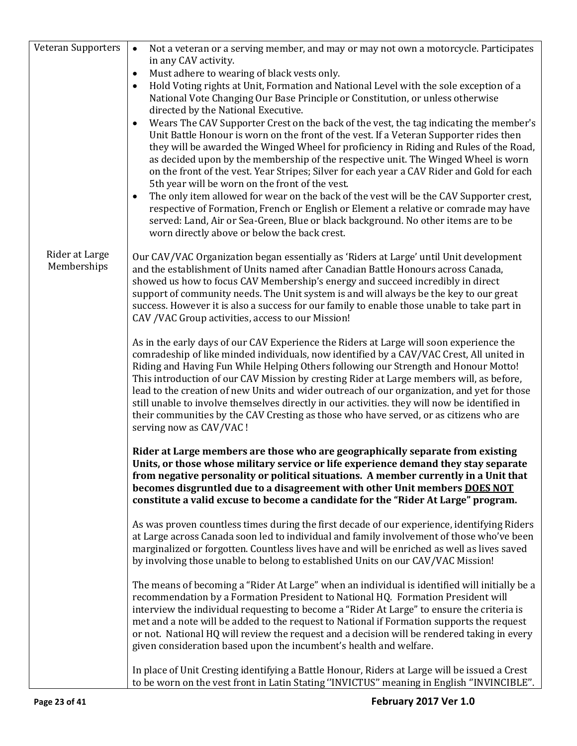| | |
|---|---|
| Veteran Supporters | • Not a veteran or a serving member, and may or may not own a motorcycle. Participates in any CAV activity.<br>• Must adhere to wearing of black vests only.<br>• Hold Voting rights at Unit, Formation and National Level with the sole exception of a National Vote Changing Our Base Principle or Constitution, or unless otherwise directed by the National Executive.<br>• Wears The CAV Supporter Crest on the back of the vest, the tag indicating the member's Unit Battle Honour is worn on the front of the vest. If a Veteran Supporter rides then they will be awarded the Winged Wheel for proficiency in Riding and Rules of the Road, as decided upon by the membership of the respective unit. The Winged Wheel is worn on the front of the vest. Year Stripes; Silver for each year a CAV Rider and Gold for each 5th year will be worn on the front of the vest.<br>• The only item allowed for wear on the back of the vest will be the CAV Supporter crest, respective of Formation, French or English or Element a relative or comrade may have served: Land, Air or Sea-Green, Blue or black background. No other items are to be worn directly above or below the back crest. |
| Rider at Large Memberships | Our CAV/VAC Organization began essentially as 'Riders at Large' until Unit development and the establishment of Units named after Canadian Battle Honours across Canada, showed us how to focus CAV Membership's energy and succeed incredibly in direct support of community needs. The Unit system is and will always be the key to our great success. However it is also a success for our family to enable those unable to take part in CAV /VAC Group activities, access to our Mission!<br><br>As in the early days of our CAV Experience the Riders at Large will soon experience the comradeship of like minded individuals, now identified by a CAV/VAC Crest, All united in Riding and Having Fun While Helping Others following our Strength and Honour Motto! This introduction of our CAV Mission by cresting Rider at Large members will, as before, lead to the creation of new Units and wider outreach of our organization, and yet for those still unable to involve themselves directly in our activities. they will now be identified in their communities by the CAV Cresting as those who have served, or as citizens who are serving now as CAV/VAC !<br><br>**Rider at Large members are those who are geographically separate from existing Units, or those whose military service or life experience demand they stay separate from negative personality or political situations. A member currently in a Unit that becomes disgruntled due to a disagreement with other Unit members <u>DOES NOT</u> constitute a valid excuse to become a candidate for the "Rider At Large" program.**<br><br>As was proven countless times during the first decade of our experience, identifying Riders at Large across Canada soon led to individual and family involvement of those who've been marginalized or forgotten. Countless lives have and will be enriched as well as lives saved by involving those unable to belong to established Units on our CAV/VAC Mission!<br><br>The means of becoming a "Rider At Large" when an individual is identified will initially be a recommendation by a Formation President to National HQ. Formation President will interview the individual requesting to become a "Rider At Large" to ensure the criteria is met and a note will be added to the request to National if Formation supports the request or not. National HQ will review the request and a decision will be rendered taking in every given consideration based upon the incumbent's health and welfare.<br><br>In place of Unit Cresting identifying a Battle Honour, Riders at Large will be issued a Crest to be worn on the vest front in Latin Stating ''INVICTUS" meaning in English ''INVINCIBLE". |

February 2017 Ver 1.0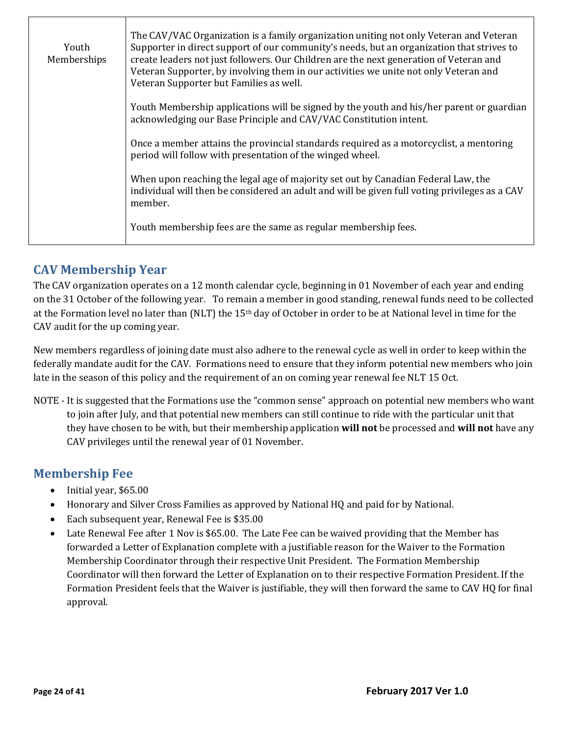| Youth Memberships | The CAV/VAC Organization is a family organization uniting not only Veteran and Veteran Supporter in direct support of our community's needs, but an organization that strives to create leaders not just followers. Our Children are the next generation of Veteran and Veteran Supporter, by involving them in our activities we unite not only Veteran and Veteran Supporter but Families as well.<br><br>Youth Membership applications will be signed by the youth and his/her parent or guardian acknowledging our Base Principle and CAV/VAC Constitution intent.<br><br>Once a member attains the provincial standards required as a motorcyclist, a mentoring period will follow with presentation of the winged wheel.<br><br>When upon reaching the legal age of majority set out by Canadian Federal Law, the individual will then be considered an adult and will be given full voting privileges as a CAV member.<br><br>Youth membership fees are the same as regular membership fees. |
|---|---|

## CAV Membership Year

The CAV organization operates on a 12 month calendar cycle, beginning in 01 November of each year and ending on the 31 October of the following year. To remain a member in good standing, renewal funds need to be collected at the Formation level no later than (NLT) the 15th day of October in order to be at National level in time for the CAV audit for the up coming year.

New members regardless of joining date must also adhere to the renewal cycle as well in order to keep within the federally mandate audit for the CAV. Formations need to ensure that they inform potential new members who join late in the season of this policy and the requirement of an on coming year renewal fee NLT 15 Oct.

NOTE - It is suggested that the Formations use the "common sense" approach on potential new members who want to join after July, and that potential new members can still continue to ride with the particular unit that they have chosen to be with, but their membership application **will not** be processed and **will not** have any CAV privileges until the renewal year of 01 November.

## Membership Fee

- Initial year, $65.00
- Honorary and Silver Cross Families as approved by National HQ and paid for by National.
- Each subsequent year, Renewal Fee is $35.00
- Late Renewal Fee after 1 Nov is $65.00. The Late Fee can be waived providing that the Member has forwarded a Letter of Explanation complete with a justifiable reason for the Waiver to the Formation Membership Coordinator through their respective Unit President. The Formation Membership Coordinator will then forward the Letter of Explanation on to their respective Formation President. If the Formation President feels that the Waiver is justifiable, they will then forward the same to CAV HQ for final approval.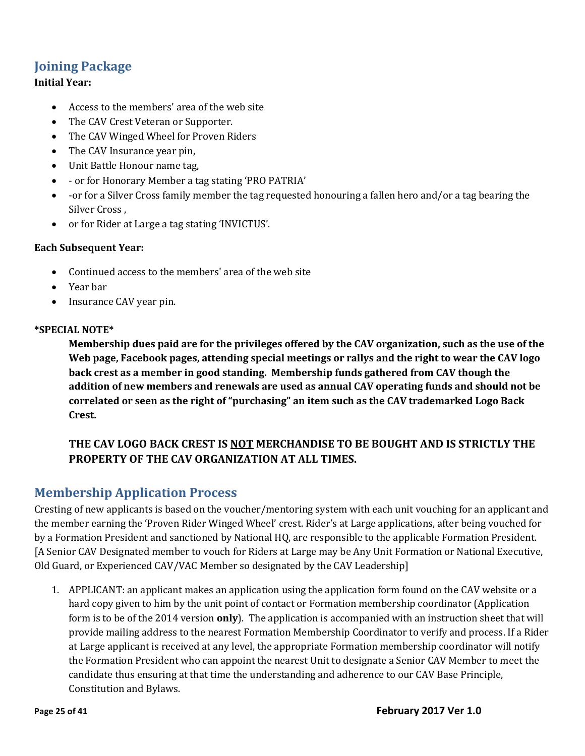## Joining Package

**Initial Year:**

- Access to the members' area of the web site
- The CAV Crest Veteran or Supporter.
- The CAV Winged Wheel for Proven Riders
- The CAV Insurance year pin,
- Unit Battle Honour name tag,
- - or for Honorary Member a tag stating 'PRO PATRIA'
- -or for a Silver Cross family member the tag requested honouring a fallen hero and/or a tag bearing the Silver Cross ,
- or for Rider at Large a tag stating 'INVICTUS'.

**Each Subsequent Year:**

- Continued access to the members' area of the web site
- Year bar
- Insurance CAV year pin.

**\*SPECIAL NOTE\***

> **Membership dues paid are for the privileges offered by the CAV organization, such as the use of the Web page, Facebook pages, attending special meetings or rallys and the right to wear the CAV logo back crest as a member in good standing. Membership funds gathered from CAV though the addition of new members and renewals are used as annual CAV operating funds and should not be correlated or seen as the right of "purchasing" an item such as the CAV trademarked Logo Back Crest.**
>
> **THE CAV LOGO BACK CREST IS <u>NOT</u> MERCHANDISE TO BE BOUGHT AND IS STRICTLY THE PROPERTY OF THE CAV ORGANIZATION AT ALL TIMES.**

## Membership Application Process

Cresting of new applicants is based on the voucher/mentoring system with each unit vouching for an applicant and the member earning the 'Proven Rider Winged Wheel' crest. Rider's at Large applications, after being vouched for by a Formation President and sanctioned by National HQ, are responsible to the applicable Formation President. [A Senior CAV Designated member to vouch for Riders at Large may be Any Unit Formation or National Executive, Old Guard, or Experienced CAV/VAC Member so designated by the CAV Leadership]

1. APPLICANT: an applicant makes an application using the application form found on the CAV website or a hard copy given to him by the unit point of contact or Formation membership coordinator (Application form is to be of the 2014 version **only**). The application is accompanied with an instruction sheet that will provide mailing address to the nearest Formation Membership Coordinator to verify and process. If a Rider at Large applicant is received at any level, the appropriate Formation membership coordinator will notify the Formation President who can appoint the nearest Unit to designate a Senior CAV Member to meet the candidate thus ensuring at that time the understanding and adherence to our CAV Base Principle, Constitution and Bylaws.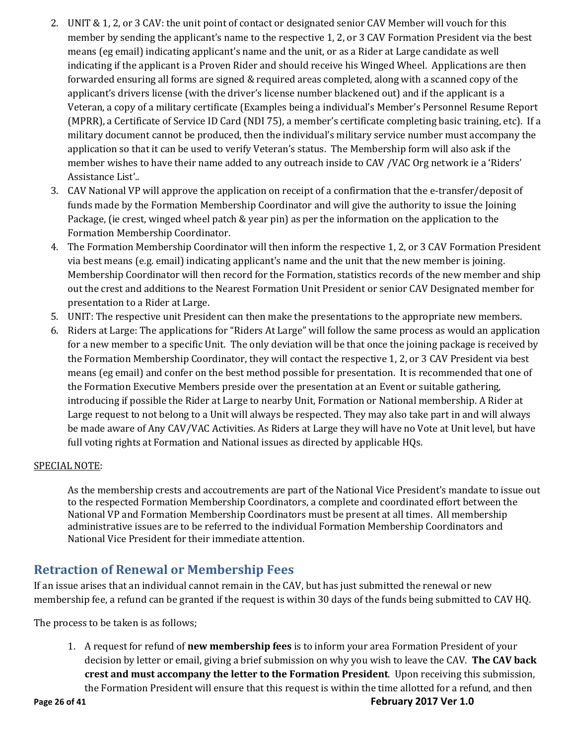2. UNIT & 1, 2, or 3 CAV: the unit point of contact or designated senior CAV Member will vouch for this member by sending the applicant's name to the respective 1, 2, or 3 CAV Formation President via the best means (eg email) indicating applicant's name and the unit, or as a Rider at Large candidate as well indicating if the applicant is a Proven Rider and should receive his Winged Wheel. Applications are then forwarded ensuring all forms are signed & required areas completed, along with a scanned copy of the applicant's drivers license (with the driver's license number blackened out) and if the applicant is a Veteran, a copy of a military certificate (Examples being a individual's Member's Personnel Resume Report (MPRR), a Certificate of Service ID Card (NDI 75), a member's certificate completing basic training, etc). If a military document cannot be produced, then the individual's military service number must accompany the application so that it can be used to verify Veteran's status. The Membership form will also ask if the member wishes to have their name added to any outreach inside to CAV /VAC Org network ie a 'Riders' Assistance List'..
3. CAV National VP will approve the application on receipt of a confirmation that the e-transfer/deposit of funds made by the Formation Membership Coordinator and will give the authority to issue the Joining Package, (ie crest, winged wheel patch & year pin) as per the information on the application to the Formation Membership Coordinator.
4. The Formation Membership Coordinator will then inform the respective 1, 2, or 3 CAV Formation President via best means (e.g. email) indicating applicant's name and the unit that the new member is joining. Membership Coordinator will then record for the Formation, statistics records of the new member and ship out the crest and additions to the Nearest Formation Unit President or senior CAV Designated member for presentation to a Rider at Large.
5. UNIT: The respective unit President can then make the presentations to the appropriate new members.
6. Riders at Large: The applications for "Riders At Large" will follow the same process as would an application for a new member to a specific Unit. The only deviation will be that once the joining package is received by the Formation Membership Coordinator, they will contact the respective 1, 2, or 3 CAV President via best means (eg email) and confer on the best method possible for presentation. It is recommended that one of the Formation Executive Members preside over the presentation at an Event or suitable gathering, introducing if possible the Rider at Large to nearby Unit, Formation or National membership. A Rider at Large request to not belong to a Unit will always be respected. They may also take part in and will always be made aware of Any CAV/VAC Activities. As Riders at Large they will have no Vote at Unit level, but have full voting rights at Formation and National issues as directed by applicable HQs.

<u>SPECIAL NOTE</u>:

As the membership crests and accoutrements are part of the National Vice President's mandate to issue out to the respected Formation Membership Coordinators, a complete and coordinated effort between the National VP and Formation Membership Coordinators must be present at all times. All membership administrative issues are to be referred to the individual Formation Membership Coordinators and National Vice President for their immediate attention.

## Retraction of Renewal or Membership Fees

If an issue arises that an individual cannot remain in the CAV, but has just submitted the renewal or new membership fee, a refund can be granted if the request is within 30 days of the funds being submitted to CAV HQ.

The process to be taken is as follows;

1. A request for refund of **new membership fees** is to inform your area Formation President of your decision by letter or email, giving a brief submission on why you wish to leave the CAV. **The CAV back crest and must accompany the letter to the Formation President**. Upon receiving this submission, the Formation President will ensure that this request is within the time allotted for a refund, and then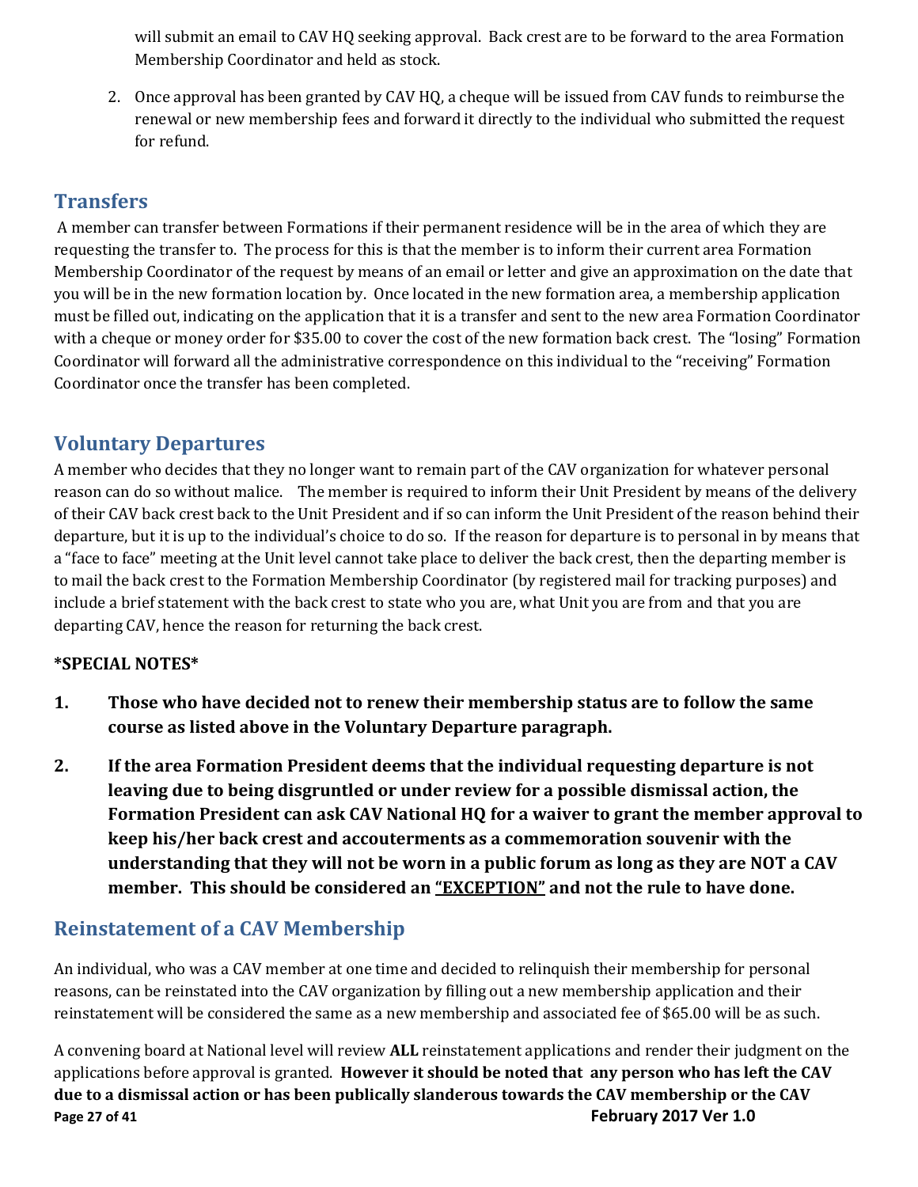will submit an email to CAV HQ seeking approval. Back crest are to be forward to the area Formation Membership Coordinator and held as stock.

2. Once approval has been granted by CAV HQ, a cheque will be issued from CAV funds to reimburse the renewal or new membership fees and forward it directly to the individual who submitted the request for refund.

## Transfers

A member can transfer between Formations if their permanent residence will be in the area of which they are requesting the transfer to. The process for this is that the member is to inform their current area Formation Membership Coordinator of the request by means of an email or letter and give an approximation on the date that you will be in the new formation location by. Once located in the new formation area, a membership application must be filled out, indicating on the application that it is a transfer and sent to the new area Formation Coordinator with a cheque or money order for $35.00 to cover the cost of the new formation back crest. The "losing" Formation Coordinator will forward all the administrative correspondence on this individual to the "receiving" Formation Coordinator once the transfer has been completed.

## Voluntary Departures

A member who decides that they no longer want to remain part of the CAV organization for whatever personal reason can do so without malice. The member is required to inform their Unit President by means of the delivery of their CAV back crest back to the Unit President and if so can inform the Unit President of the reason behind their departure, but it is up to the individual's choice to do so. If the reason for departure is to personal in by means that a "face to face" meeting at the Unit level cannot take place to deliver the back crest, then the departing member is to mail the back crest to the Formation Membership Coordinator (by registered mail for tracking purposes) and include a brief statement with the back crest to state who you are, what Unit you are from and that you are departing CAV, hence the reason for returning the back crest.

**\*SPECIAL NOTES\***

1. **Those who have decided not to renew their membership status are to follow the same course as listed above in the Voluntary Departure paragraph.**

2. **If the area Formation President deems that the individual requesting departure is not leaving due to being disgruntled or under review for a possible dismissal action, the Formation President can ask CAV National HQ for a waiver to grant the member approval to keep his/her back crest and accouterments as a commemoration souvenir with the understanding that they will not be worn in a public forum as long as they are NOT a CAV member. This should be considered an <u>"EXCEPTION"</u> and not the rule to have done.**

## Reinstatement of a CAV Membership

An individual, who was a CAV member at one time and decided to relinquish their membership for personal reasons, can be reinstated into the CAV organization by filling out a new membership application and their reinstatement will be considered the same as a new membership and associated fee of $65.00 will be as such.

A convening board at National level will review **ALL** reinstatement applications and render their judgment on the applications before approval is granted. **However it should be noted that any person who has left the CAV due to a dismissal action or has been publically slanderous towards the CAV membership or the CAV**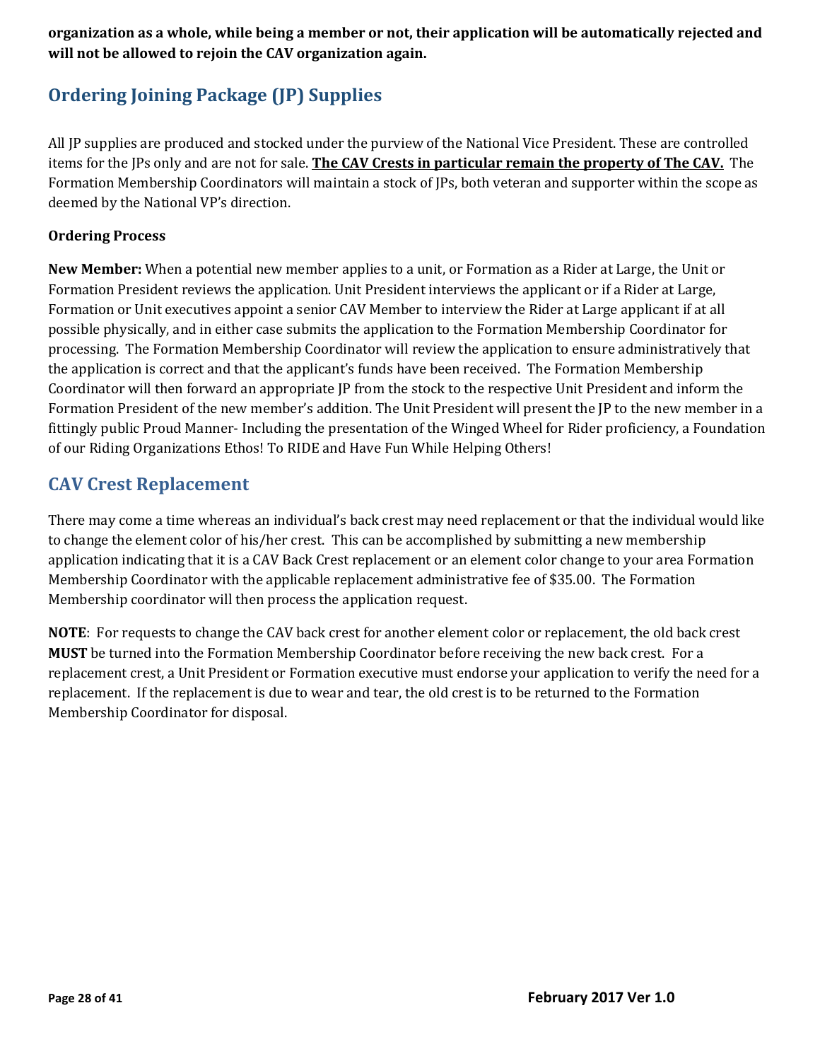**organization as a whole, while being a member or not, their application will be automatically rejected and will not be allowed to rejoin the CAV organization again.**

## Ordering Joining Package (JP) Supplies

All JP supplies are produced and stocked under the purview of the National Vice President. These are controlled items for the JPs only and are not for sale. **<u>The CAV Crests in particular remain the property of The CAV.</u>** The Formation Membership Coordinators will maintain a stock of JPs, both veteran and supporter within the scope as deemed by the National VP's direction.

### Ordering Process

**New Member:** When a potential new member applies to a unit, or Formation as a Rider at Large, the Unit or Formation President reviews the application. Unit President interviews the applicant or if a Rider at Large, Formation or Unit executives appoint a senior CAV Member to interview the Rider at Large applicant if at all possible physically, and in either case submits the application to the Formation Membership Coordinator for processing. The Formation Membership Coordinator will review the application to ensure administratively that the application is correct and that the applicant's funds have been received. The Formation Membership Coordinator will then forward an appropriate JP from the stock to the respective Unit President and inform the Formation President of the new member's addition. The Unit President will present the JP to the new member in a fittingly public Proud Manner- Including the presentation of the Winged Wheel for Rider proficiency, a Foundation of our Riding Organizations Ethos! To RIDE and Have Fun While Helping Others!

## CAV Crest Replacement

There may come a time whereas an individual's back crest may need replacement or that the individual would like to change the element color of his/her crest. This can be accomplished by submitting a new membership application indicating that it is a CAV Back Crest replacement or an element color change to your area Formation Membership Coordinator with the applicable replacement administrative fee of $35.00. The Formation Membership coordinator will then process the application request.

**NOTE**: For requests to change the CAV back crest for another element color or replacement, the old back crest **MUST** be turned into the Formation Membership Coordinator before receiving the new back crest. For a replacement crest, a Unit President or Formation executive must endorse your application to verify the need for a replacement. If the replacement is due to wear and tear, the old crest is to be returned to the Formation Membership Coordinator for disposal.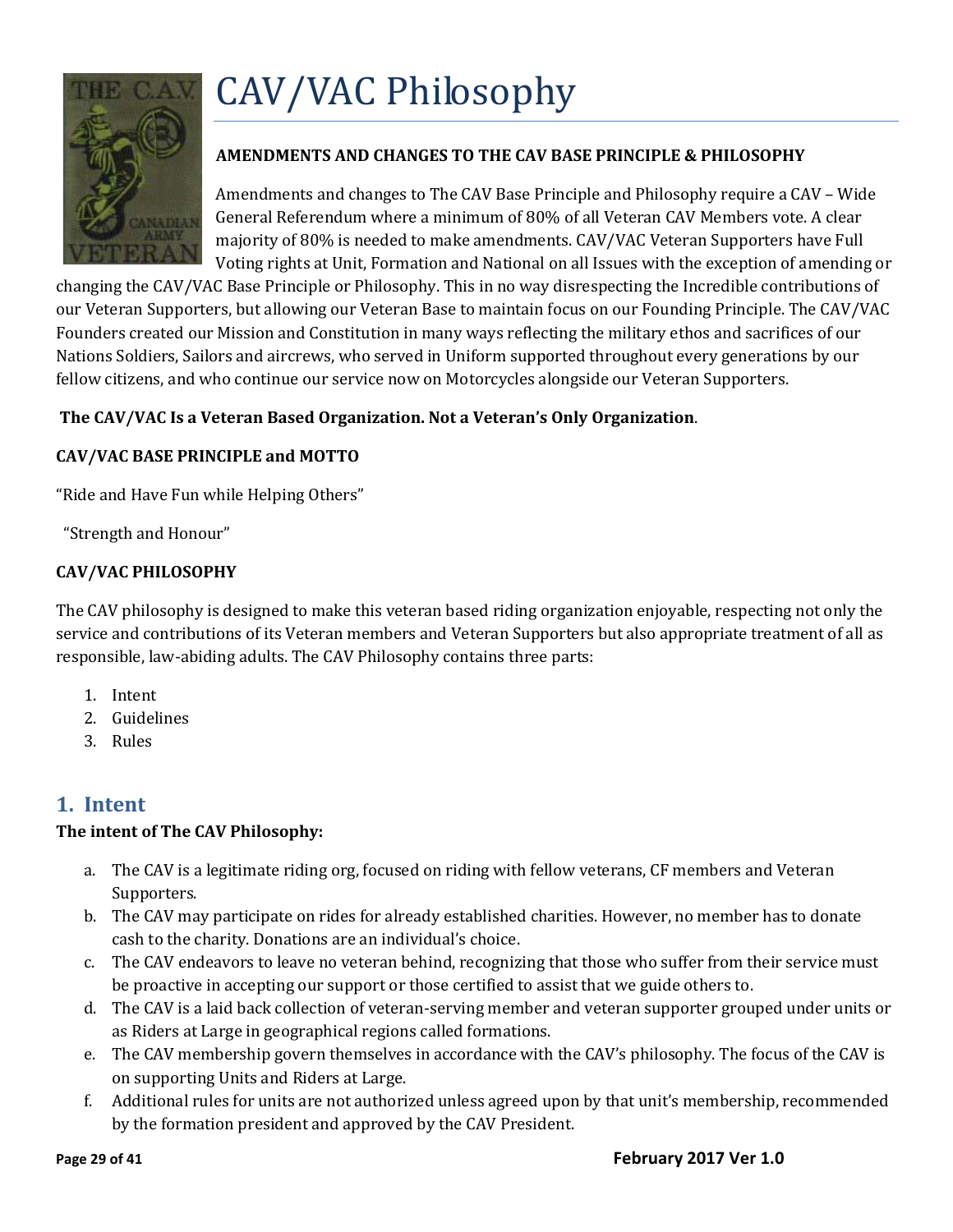# CAV/VAC Philosophy

**AMENDMENTS AND CHANGES TO THE CAV BASE PRINCIPLE & PHILOSOPHY**

Amendments and changes to The CAV Base Principle and Philosophy require a CAV – Wide General Referendum where a minimum of 80% of all Veteran CAV Members vote. A clear majority of 80% is needed to make amendments. CAV/VAC Veteran Supporters have Full Voting rights at Unit, Formation and National on all Issues with the exception of amending or changing the CAV/VAC Base Principle or Philosophy. This in no way disrespecting the Incredible contributions of our Veteran Supporters, but allowing our Veteran Base to maintain focus on our Founding Principle. The CAV/VAC Founders created our Mission and Constitution in many ways reflecting the military ethos and sacrifices of our Nations Soldiers, Sailors and aircrews, who served in Uniform supported throughout every generations by our fellow citizens, and who continue our service now on Motorcycles alongside our Veteran Supporters.

**The CAV/VAC Is a Veteran Based Organization. Not a Veteran's Only Organization**.

**CAV/VAC BASE PRINCIPLE and MOTTO**

"Ride and Have Fun while Helping Others"

"Strength and Honour"

**CAV/VAC PHILOSOPHY**

The CAV philosophy is designed to make this veteran based riding organization enjoyable, respecting not only the service and contributions of its Veteran members and Veteran Supporters but also appropriate treatment of all as responsible, law-abiding adults. The CAV Philosophy contains three parts:

1. Intent
2. Guidelines
3. Rules

## 1. Intent

**The intent of The CAV Philosophy:**

a. The CAV is a legitimate riding org, focused on riding with fellow veterans, CF members and Veteran Supporters.
b. The CAV may participate on rides for already established charities. However, no member has to donate cash to the charity. Donations are an individual's choice.
c. The CAV endeavors to leave no veteran behind, recognizing that those who suffer from their service must be proactive in accepting our support or those certified to assist that we guide others to.
d. The CAV is a laid back collection of veteran-serving member and veteran supporter grouped under units or as Riders at Large in geographical regions called formations.
e. The CAV membership govern themselves in accordance with the CAV's philosophy. The focus of the CAV is on supporting Units and Riders at Large.
f. Additional rules for units are not authorized unless agreed upon by that unit's membership, recommended by the formation president and approved by the CAV President.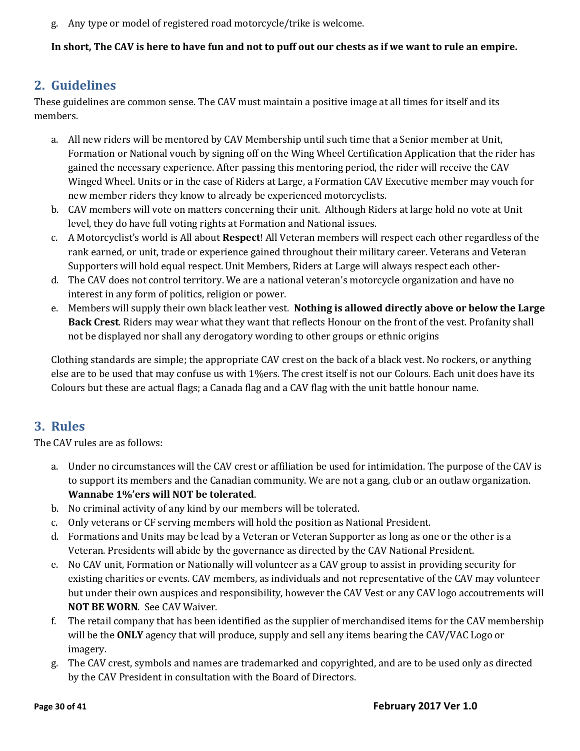g. Any type or model of registered road motorcycle/trike is welcome.

**In short, The CAV is here to have fun and not to puff out our chests as if we want to rule an empire.**

## 2. Guidelines

These guidelines are common sense. The CAV must maintain a positive image at all times for itself and its members.

a. All new riders will be mentored by CAV Membership until such time that a Senior member at Unit, Formation or National vouch by signing off on the Wing Wheel Certification Application that the rider has gained the necessary experience. After passing this mentoring period, the rider will receive the CAV Winged Wheel. Units or in the case of Riders at Large, a Formation CAV Executive member may vouch for new member riders they know to already be experienced motorcyclists.
b. CAV members will vote on matters concerning their unit. Although Riders at large hold no vote at Unit level, they do have full voting rights at Formation and National issues.
c. A Motorcyclist's world is All about **Respect**! All Veteran members will respect each other regardless of the rank earned, or unit, trade or experience gained throughout their military career. Veterans and Veteran Supporters will hold equal respect. Unit Members, Riders at Large will always respect each other-
d. The CAV does not control territory. We are a national veteran's motorcycle organization and have no interest in any form of politics, religion or power.
e. Members will supply their own black leather vest. **Nothing is allowed directly above or below the Large Back Crest**. Riders may wear what they want that reflects Honour on the front of the vest. Profanity shall not be displayed nor shall any derogatory wording to other groups or ethnic origins

Clothing standards are simple; the appropriate CAV crest on the back of a black vest. No rockers, or anything else are to be used that may confuse us with 1%ers. The crest itself is not our Colours. Each unit does have its Colours but these are actual flags; a Canada flag and a CAV flag with the unit battle honour name.

## 3. Rules

The CAV rules are as follows:

a. Under no circumstances will the CAV crest or affiliation be used for intimidation. The purpose of the CAV is to support its members and the Canadian community. We are not a gang, club or an outlaw organization. **Wannabe 1%'ers will NOT be tolerated**.
b. No criminal activity of any kind by our members will be tolerated.
c. Only veterans or CF serving members will hold the position as National President.
d. Formations and Units may be lead by a Veteran or Veteran Supporter as long as one or the other is a Veteran. Presidents will abide by the governance as directed by the CAV National President.
e. No CAV unit, Formation or Nationally will volunteer as a CAV group to assist in providing security for existing charities or events. CAV members, as individuals and not representative of the CAV may volunteer but under their own auspices and responsibility, however the CAV Vest or any CAV logo accoutrements will **NOT BE WORN**. See CAV Waiver.
f. The retail company that has been identified as the supplier of merchandised items for the CAV membership will be the **ONLY** agency that will produce, supply and sell any items bearing the CAV/VAC Logo or imagery.
g. The CAV crest, symbols and names are trademarked and copyrighted, and are to be used only as directed by the CAV President in consultation with the Board of Directors.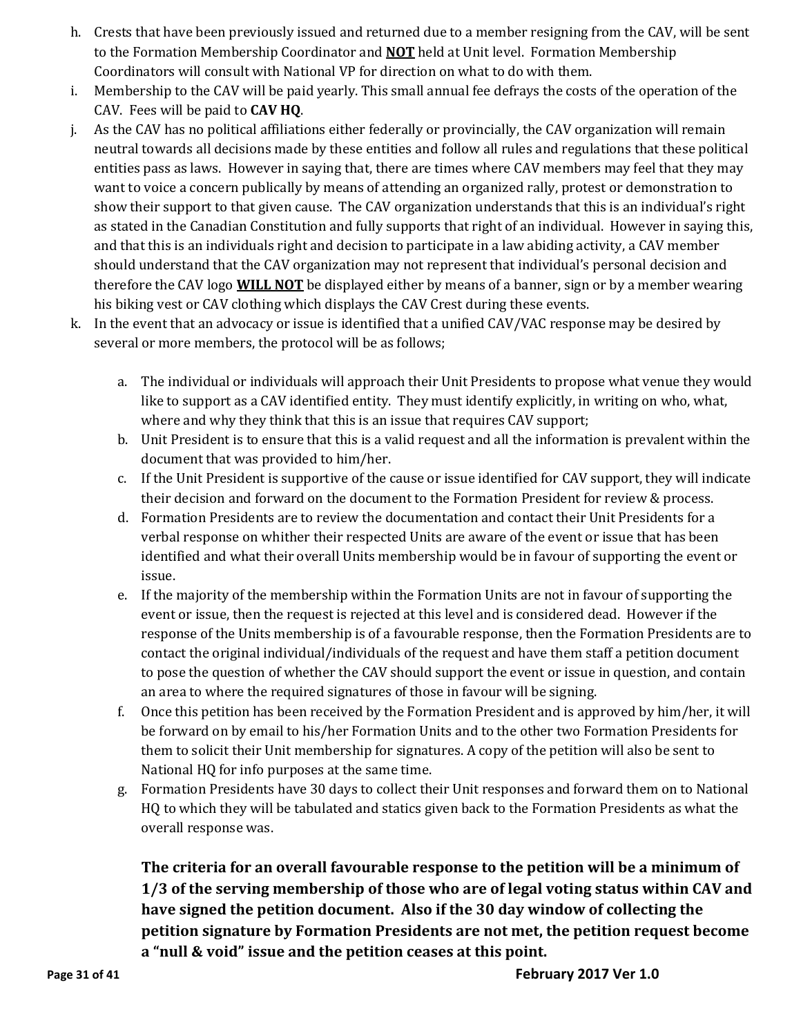h. Crests that have been previously issued and returned due to a member resigning from the CAV, will be sent to the Formation Membership Coordinator and <u>**NOT**</u> held at Unit level. Formation Membership Coordinators will consult with National VP for direction on what to do with them.

i. Membership to the CAV will be paid yearly. This small annual fee defrays the costs of the operation of the CAV. Fees will be paid to **CAV HQ**.

j. As the CAV has no political affiliations either federally or provincially, the CAV organization will remain neutral towards all decisions made by these entities and follow all rules and regulations that these political entities pass as laws. However in saying that, there are times where CAV members may feel that they may want to voice a concern publically by means of attending an organized rally, protest or demonstration to show their support to that given cause. The CAV organization understands that this is an individual's right as stated in the Canadian Constitution and fully supports that right of an individual. However in saying this, and that this is an individuals right and decision to participate in a law abiding activity, a CAV member should understand that the CAV organization may not represent that individual's personal decision and therefore the CAV logo <u>**WILL NOT**</u> be displayed either by means of a banner, sign or by a member wearing his biking vest or CAV clothing which displays the CAV Crest during these events.

k. In the event that an advocacy or issue is identified that a unified CAV/VAC response may be desired by several or more members, the protocol will be as follows;

   a. The individual or individuals will approach their Unit Presidents to propose what venue they would like to support as a CAV identified entity. They must identify explicitly, in writing on who, what, where and why they think that this is an issue that requires CAV support;

   b. Unit President is to ensure that this is a valid request and all the information is prevalent within the document that was provided to him/her.

   c. If the Unit President is supportive of the cause or issue identified for CAV support, they will indicate their decision and forward on the document to the Formation President for review & process.

   d. Formation Presidents are to review the documentation and contact their Unit Presidents for a verbal response on whither their respected Units are aware of the event or issue that has been identified and what their overall Units membership would be in favour of supporting the event or issue.

   e. If the majority of the membership within the Formation Units are not in favour of supporting the event or issue, then the request is rejected at this level and is considered dead. However if the response of the Units membership is of a favourable response, then the Formation Presidents are to contact the original individual/individuals of the request and have them staff a petition document to pose the question of whether the CAV should support the event or issue in question, and contain an area to where the required signatures of those in favour will be signing.

   f. Once this petition has been received by the Formation President and is approved by him/her, it will be forward on by email to his/her Formation Units and to the other two Formation Presidents for them to solicit their Unit membership for signatures. A copy of the petition will also be sent to National HQ for info purposes at the same time.

   g. Formation Presidents have 30 days to collect their Unit responses and forward them on to National HQ to which they will be tabulated and statics given back to the Formation Presidents as what the overall response was.

   **The criteria for an overall favourable response to the petition will be a minimum of 1/3 of the serving membership of those who are of legal voting status within CAV and have signed the petition document. Also if the 30 day window of collecting the petition signature by Formation Presidents are not met, the petition request become a "null & void" issue and the petition ceases at this point.**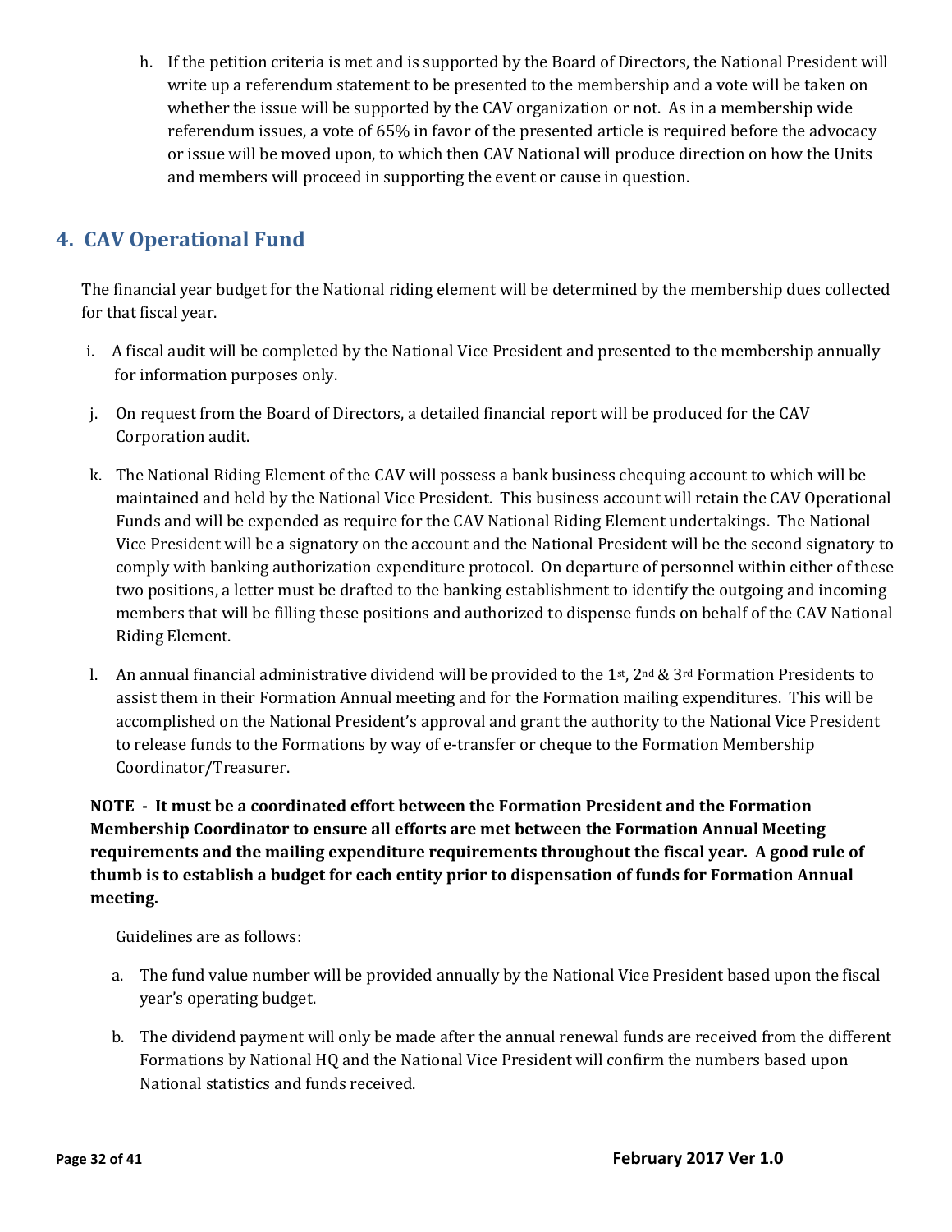h. If the petition criteria is met and is supported by the Board of Directors, the National President will write up a referendum statement to be presented to the membership and a vote will be taken on whether the issue will be supported by the CAV organization or not. As in a membership wide referendum issues, a vote of 65% in favor of the presented article is required before the advocacy or issue will be moved upon, to which then CAV National will produce direction on how the Units and members will proceed in supporting the event or cause in question.

## 4. CAV Operational Fund

The financial year budget for the National riding element will be determined by the membership dues collected for that fiscal year.

i. A fiscal audit will be completed by the National Vice President and presented to the membership annually for information purposes only.

j. On request from the Board of Directors, a detailed financial report will be produced for the CAV Corporation audit.

k. The National Riding Element of the CAV will possess a bank business chequing account to which will be maintained and held by the National Vice President. This business account will retain the CAV Operational Funds and will be expended as require for the CAV National Riding Element undertakings. The National Vice President will be a signatory on the account and the National President will be the second signatory to comply with banking authorization expenditure protocol. On departure of personnel within either of these two positions, a letter must be drafted to the banking establishment to identify the outgoing and incoming members that will be filling these positions and authorized to dispense funds on behalf of the CAV National Riding Element.

l. An annual financial administrative dividend will be provided to the 1st, 2nd & 3rd Formation Presidents to assist them in their Formation Annual meeting and for the Formation mailing expenditures. This will be accomplished on the National President's approval and grant the authority to the National Vice President to release funds to the Formations by way of e-transfer or cheque to the Formation Membership Coordinator/Treasurer.

**NOTE - It must be a coordinated effort between the Formation President and the Formation Membership Coordinator to ensure all efforts are met between the Formation Annual Meeting requirements and the mailing expenditure requirements throughout the fiscal year. A good rule of thumb is to establish a budget for each entity prior to dispensation of funds for Formation Annual meeting.**

Guidelines are as follows:

a. The fund value number will be provided annually by the National Vice President based upon the fiscal year's operating budget.

b. The dividend payment will only be made after the annual renewal funds are received from the different Formations by National HQ and the National Vice President will confirm the numbers based upon National statistics and funds received.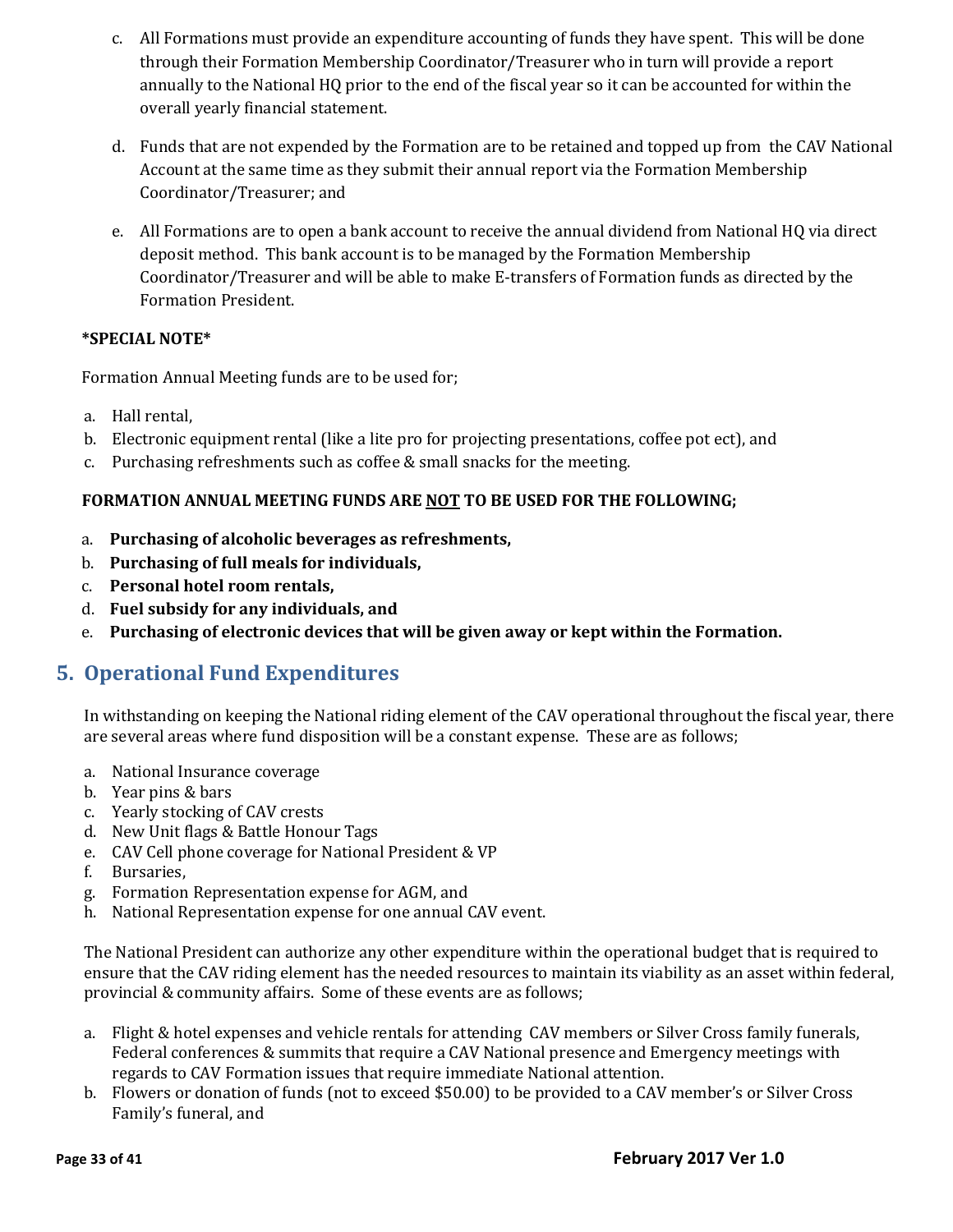c. All Formations must provide an expenditure accounting of funds they have spent. This will be done through their Formation Membership Coordinator/Treasurer who in turn will provide a report annually to the National HQ prior to the end of the fiscal year so it can be accounted for within the overall yearly financial statement.

d. Funds that are not expended by the Formation are to be retained and topped up from the CAV National Account at the same time as they submit their annual report via the Formation Membership Coordinator/Treasurer; and

e. All Formations are to open a bank account to receive the annual dividend from National HQ via direct deposit method. This bank account is to be managed by the Formation Membership Coordinator/Treasurer and will be able to make E-transfers of Formation funds as directed by the Formation President.

**\*SPECIAL NOTE\***

Formation Annual Meeting funds are to be used for;

a. Hall rental,
b. Electronic equipment rental (like a lite pro for projecting presentations, coffee pot ect), and
c. Purchasing refreshments such as coffee & small snacks for the meeting.

**FORMATION ANNUAL MEETING FUNDS ARE <u>NOT</u> TO BE USED FOR THE FOLLOWING;**

a. **Purchasing of alcoholic beverages as refreshments,**
b. **Purchasing of full meals for individuals,**
c. **Personal hotel room rentals,**
d. **Fuel subsidy for any individuals, and**
e. **Purchasing of electronic devices that will be given away or kept within the Formation.**

## 5. Operational Fund Expenditures

In withstanding on keeping the National riding element of the CAV operational throughout the fiscal year, there are several areas where fund disposition will be a constant expense. These are as follows;

a. National Insurance coverage
b. Year pins & bars
c. Yearly stocking of CAV crests
d. New Unit flags & Battle Honour Tags
e. CAV Cell phone coverage for National President & VP
f. Bursaries,
g. Formation Representation expense for AGM, and
h. National Representation expense for one annual CAV event.

The National President can authorize any other expenditure within the operational budget that is required to ensure that the CAV riding element has the needed resources to maintain its viability as an asset within federal, provincial & community affairs. Some of these events are as follows;

a. Flight & hotel expenses and vehicle rentals for attending CAV members or Silver Cross family funerals, Federal conferences & summits that require a CAV National presence and Emergency meetings with regards to CAV Formation issues that require immediate National attention.
b. Flowers or donation of funds (not to exceed $50.00) to be provided to a CAV member's or Silver Cross Family's funeral, and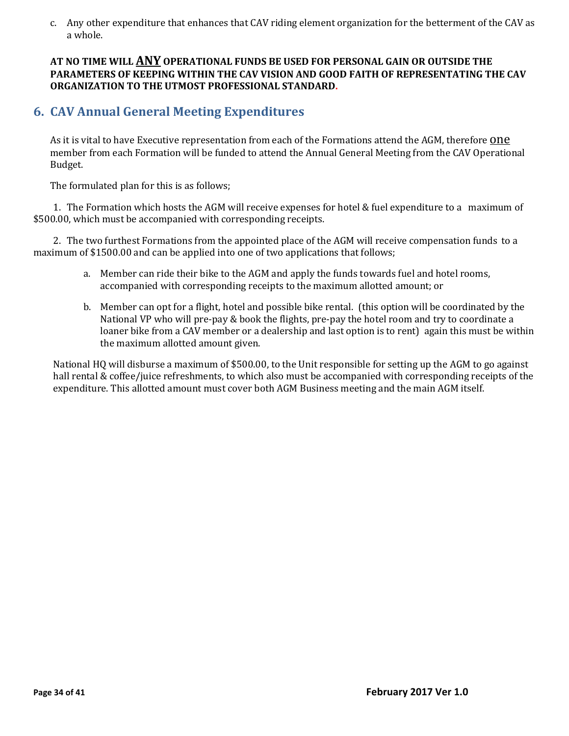c. Any other expenditure that enhances that CAV riding element organization for the betterment of the CAV as a whole.

**AT NO TIME WILL <u>ANY</u> OPERATIONAL FUNDS BE USED FOR PERSONAL GAIN OR OUTSIDE THE PARAMETERS OF KEEPING WITHIN THE CAV VISION AND GOOD FAITH OF REPRESENTATING THE CAV ORGANIZATION TO THE UTMOST PROFESSIONAL STANDARD.**

## 6. CAV Annual General Meeting Expenditures

As it is vital to have Executive representation from each of the Formations attend the AGM, therefore <u>one</u> member from each Formation will be funded to attend the Annual General Meeting from the CAV Operational Budget.

The formulated plan for this is as follows;

1. The Formation which hosts the AGM will receive expenses for hotel & fuel expenditure to a maximum of $500.00, which must be accompanied with corresponding receipts.

2. The two furthest Formations from the appointed place of the AGM will receive compensation funds to a maximum of $1500.00 and can be applied into one of two applications that follows;

   a. Member can ride their bike to the AGM and apply the funds towards fuel and hotel rooms, accompanied with corresponding receipts to the maximum allotted amount; or

   b. Member can opt for a flight, hotel and possible bike rental. (this option will be coordinated by the National VP who will pre-pay & book the flights, pre-pay the hotel room and try to coordinate a loaner bike from a CAV member or a dealership and last option is to rent) again this must be within the maximum allotted amount given.

National HQ will disburse a maximum of $500.00, to the Unit responsible for setting up the AGM to go against hall rental & coffee/juice refreshments, to which also must be accompanied with corresponding receipts of the expenditure. This allotted amount must cover both AGM Business meeting and the main AGM itself.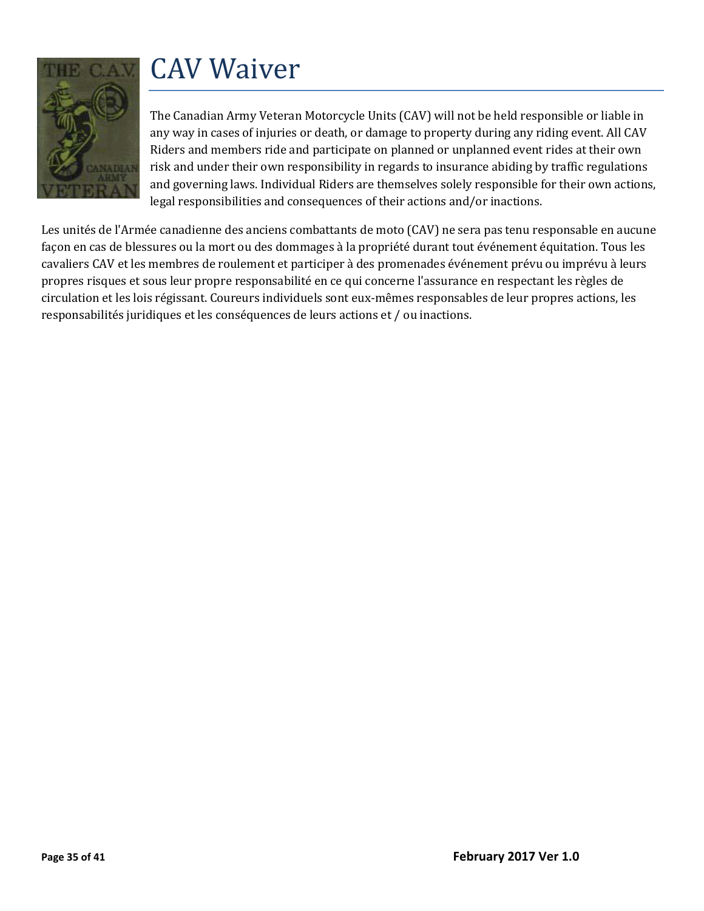# CAV Waiver

The Canadian Army Veteran Motorcycle Units (CAV) will not be held responsible or liable in any way in cases of injuries or death, or damage to property during any riding event. All CAV Riders and members ride and participate on planned or unplanned event rides at their own risk and under their own responsibility in regards to insurance abiding by traffic regulations and governing laws. Individual Riders are themselves solely responsible for their own actions, legal responsibilities and consequences of their actions and/or inactions.

Les unités de l'Armée canadienne des anciens combattants de moto (CAV) ne sera pas tenu responsable en aucune façon en cas de blessures ou la mort ou des dommages à la propriété durant tout événement équitation. Tous les cavaliers CAV et les membres de roulement et participer à des promenades événement prévu ou imprévu à leurs propres risques et sous leur propre responsabilité en ce qui concerne l'assurance en respectant les règles de circulation et les lois régissant. Coureurs individuels sont eux-mêmes responsables de leur propres actions, les responsabilités juridiques et les conséquences de leurs actions et / ou inactions.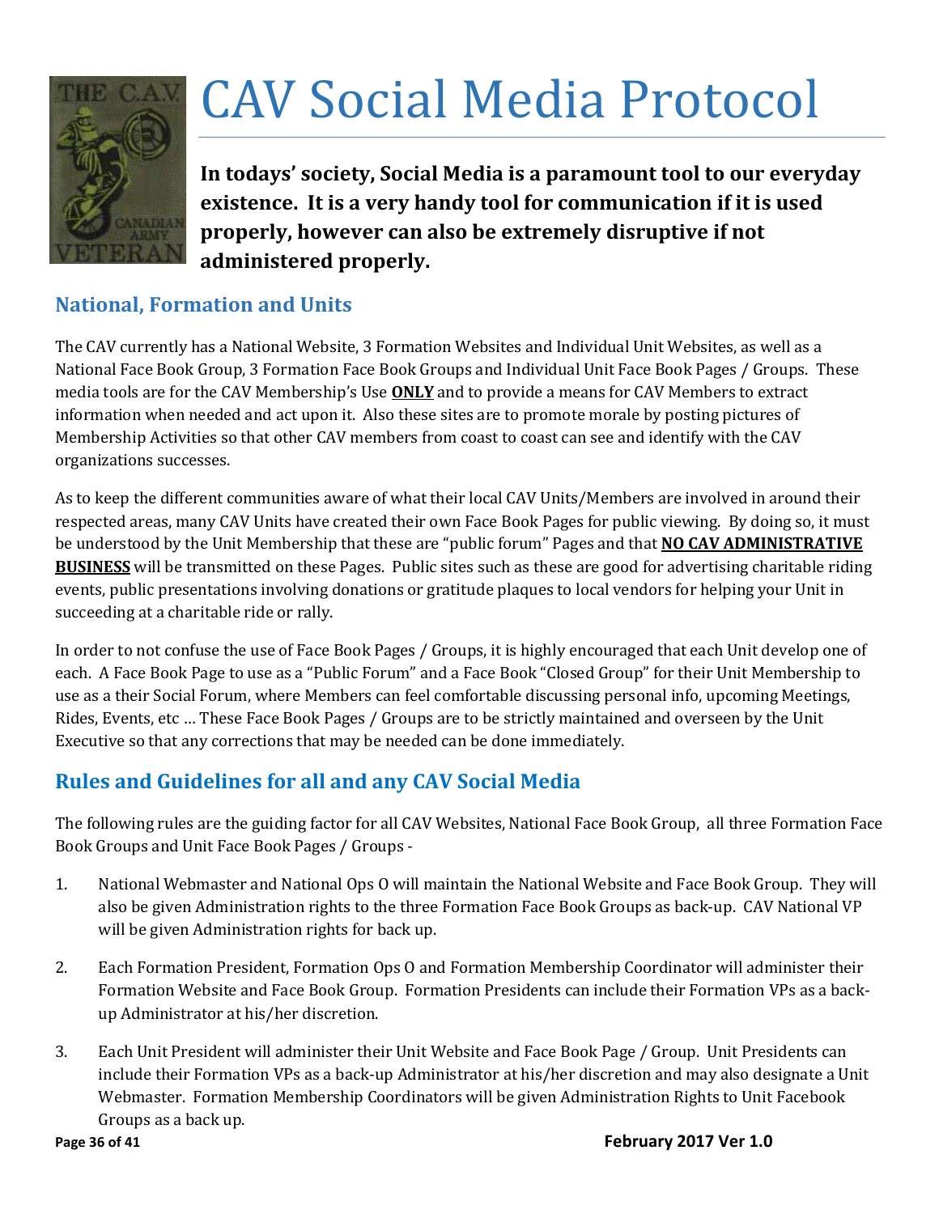# CAV Social Media Protocol

**In todays' society, Social Media is a paramount tool to our everyday existence. It is a very handy tool for communication if it is used properly, however can also be extremely disruptive if not administered properly.**

## National, Formation and Units

The CAV currently has a National Website, 3 Formation Websites and Individual Unit Websites, as well as a National Face Book Group, 3 Formation Face Book Groups and Individual Unit Face Book Pages / Groups. These media tools are for the CAV Membership's Use **ONLY** and to provide a means for CAV Members to extract information when needed and act upon it. Also these sites are to promote morale by posting pictures of Membership Activities so that other CAV members from coast to coast can see and identify with the CAV organizations successes.

As to keep the different communities aware of what their local CAV Units/Members are involved in around their respected areas, many CAV Units have created their own Face Book Pages for public viewing. By doing so, it must be understood by the Unit Membership that these are "public forum" Pages and that **NO CAV ADMINISTRATIVE BUSINESS** will be transmitted on these Pages. Public sites such as these are good for advertising charitable riding events, public presentations involving donations or gratitude plaques to local vendors for helping your Unit in succeeding at a charitable ride or rally.

In order to not confuse the use of Face Book Pages / Groups, it is highly encouraged that each Unit develop one of each. A Face Book Page to use as a "Public Forum" and a Face Book "Closed Group" for their Unit Membership to use as a their Social Forum, where Members can feel comfortable discussing personal info, upcoming Meetings, Rides, Events, etc … These Face Book Pages / Groups are to be strictly maintained and overseen by the Unit Executive so that any corrections that may be needed can be done immediately.

## Rules and Guidelines for all and any CAV Social Media

The following rules are the guiding factor for all CAV Websites, National Face Book Group, all three Formation Face Book Groups and Unit Face Book Pages / Groups -

1. National Webmaster and National Ops O will maintain the National Website and Face Book Group. They will also be given Administration rights to the three Formation Face Book Groups as back-up. CAV National VP will be given Administration rights for back up.

2. Each Formation President, Formation Ops O and Formation Membership Coordinator will administer their Formation Website and Face Book Group. Formation Presidents can include their Formation VPs as a back-up Administrator at his/her discretion.

3. Each Unit President will administer their Unit Website and Face Book Page / Group. Unit Presidents can include their Formation VPs as a back-up Administrator at his/her discretion and may also designate a Unit Webmaster. Formation Membership Coordinators will be given Administration Rights to Unit Facebook Groups as a back up.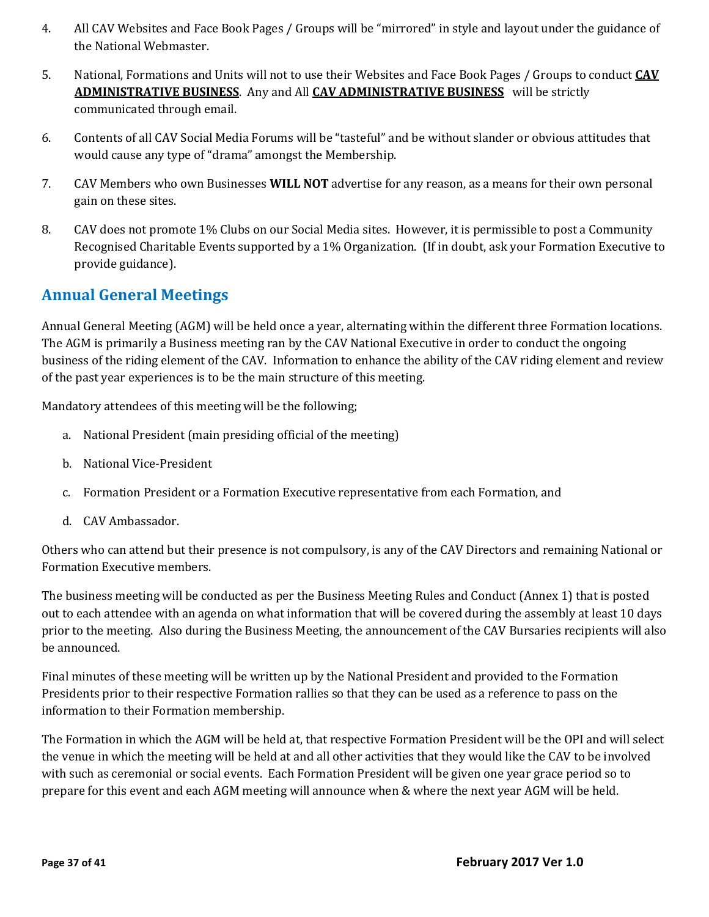4. All CAV Websites and Face Book Pages / Groups will be "mirrored" in style and layout under the guidance of the National Webmaster.

5. National, Formations and Units will not to use their Websites and Face Book Pages / Groups to conduct **CAV ADMINISTRATIVE BUSINESS**. Any and All **CAV ADMINISTRATIVE BUSINESS** will be strictly communicated through email.

6. Contents of all CAV Social Media Forums will be "tasteful" and be without slander or obvious attitudes that would cause any type of "drama" amongst the Membership.

7. CAV Members who own Businesses **WILL NOT** advertise for any reason, as a means for their own personal gain on these sites.

8. CAV does not promote 1% Clubs on our Social Media sites. However, it is permissible to post a Community Recognised Charitable Events supported by a 1% Organization. (If in doubt, ask your Formation Executive to provide guidance).

## Annual General Meetings

Annual General Meeting (AGM) will be held once a year, alternating within the different three Formation locations. The AGM is primarily a Business meeting ran by the CAV National Executive in order to conduct the ongoing business of the riding element of the CAV. Information to enhance the ability of the CAV riding element and review of the past year experiences is to be the main structure of this meeting.

Mandatory attendees of this meeting will be the following;

a. National President (main presiding official of the meeting)

b. National Vice-President

c. Formation President or a Formation Executive representative from each Formation, and

d. CAV Ambassador.

Others who can attend but their presence is not compulsory, is any of the CAV Directors and remaining National or Formation Executive members.

The business meeting will be conducted as per the Business Meeting Rules and Conduct (Annex 1) that is posted out to each attendee with an agenda on what information that will be covered during the assembly at least 10 days prior to the meeting. Also during the Business Meeting, the announcement of the CAV Bursaries recipients will also be announced.

Final minutes of these meeting will be written up by the National President and provided to the Formation Presidents prior to their respective Formation rallies so that they can be used as a reference to pass on the information to their Formation membership.

The Formation in which the AGM will be held at, that respective Formation President will be the OPI and will select the venue in which the meeting will be held at and all other activities that they would like the CAV to be involved with such as ceremonial or social events. Each Formation President will be given one year grace period so to prepare for this event and each AGM meeting will announce when & where the next year AGM will be held.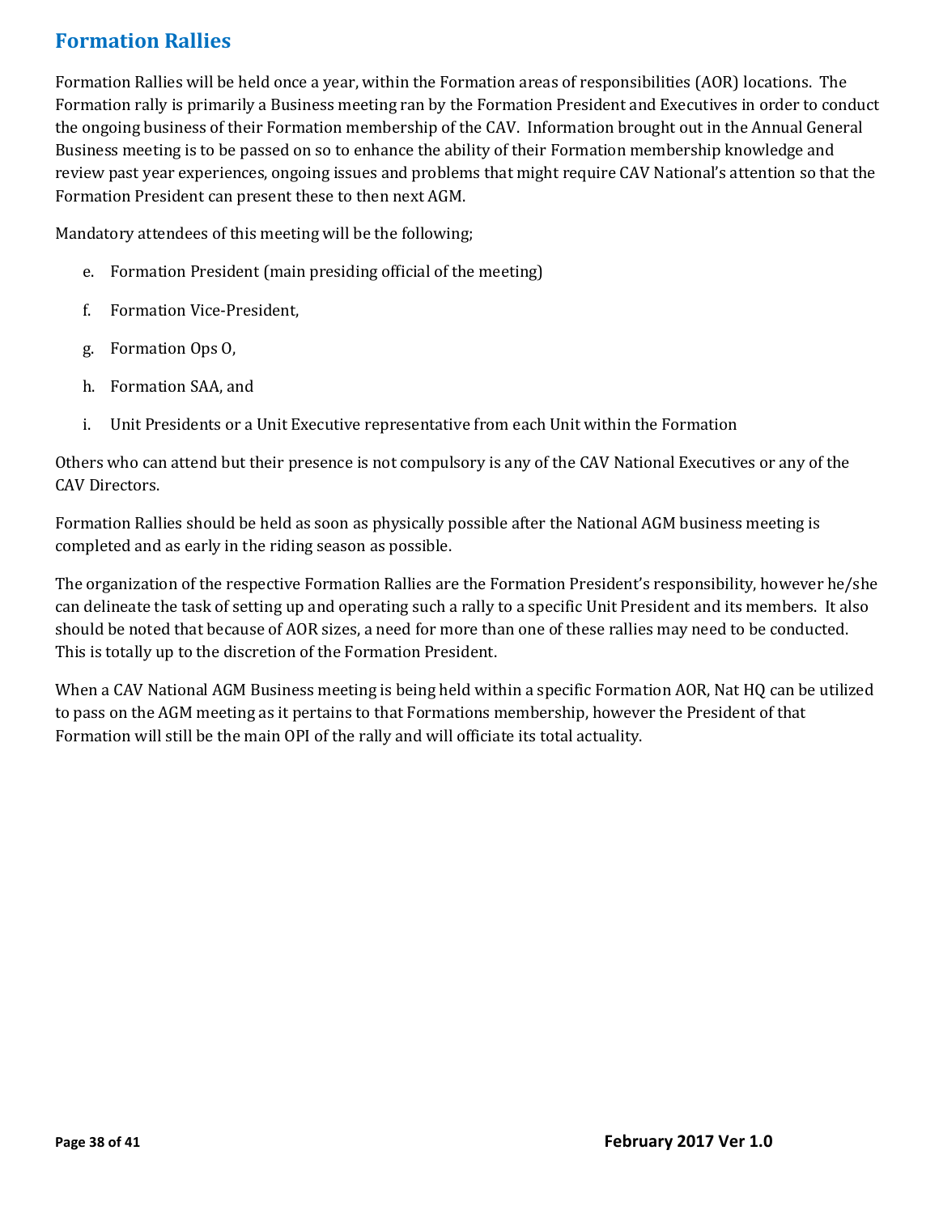## Formation Rallies

Formation Rallies will be held once a year, within the Formation areas of responsibilities (AOR) locations. The Formation rally is primarily a Business meeting ran by the Formation President and Executives in order to conduct the ongoing business of their Formation membership of the CAV. Information brought out in the Annual General Business meeting is to be passed on so to enhance the ability of their Formation membership knowledge and review past year experiences, ongoing issues and problems that might require CAV National's attention so that the Formation President can present these to then next AGM.

Mandatory attendees of this meeting will be the following;

e. Formation President (main presiding official of the meeting)

f. Formation Vice-President,

g. Formation Ops O,

h. Formation SAA, and

i. Unit Presidents or a Unit Executive representative from each Unit within the Formation

Others who can attend but their presence is not compulsory is any of the CAV National Executives or any of the CAV Directors.

Formation Rallies should be held as soon as physically possible after the National AGM business meeting is completed and as early in the riding season as possible.

The organization of the respective Formation Rallies are the Formation President's responsibility, however he/she can delineate the task of setting up and operating such a rally to a specific Unit President and its members. It also should be noted that because of AOR sizes, a need for more than one of these rallies may need to be conducted. This is totally up to the discretion of the Formation President.

When a CAV National AGM Business meeting is being held within a specific Formation AOR, Nat HQ can be utilized to pass on the AGM meeting as it pertains to that Formations membership, however the President of that Formation will still be the main OPI of the rally and will officiate its total actuality.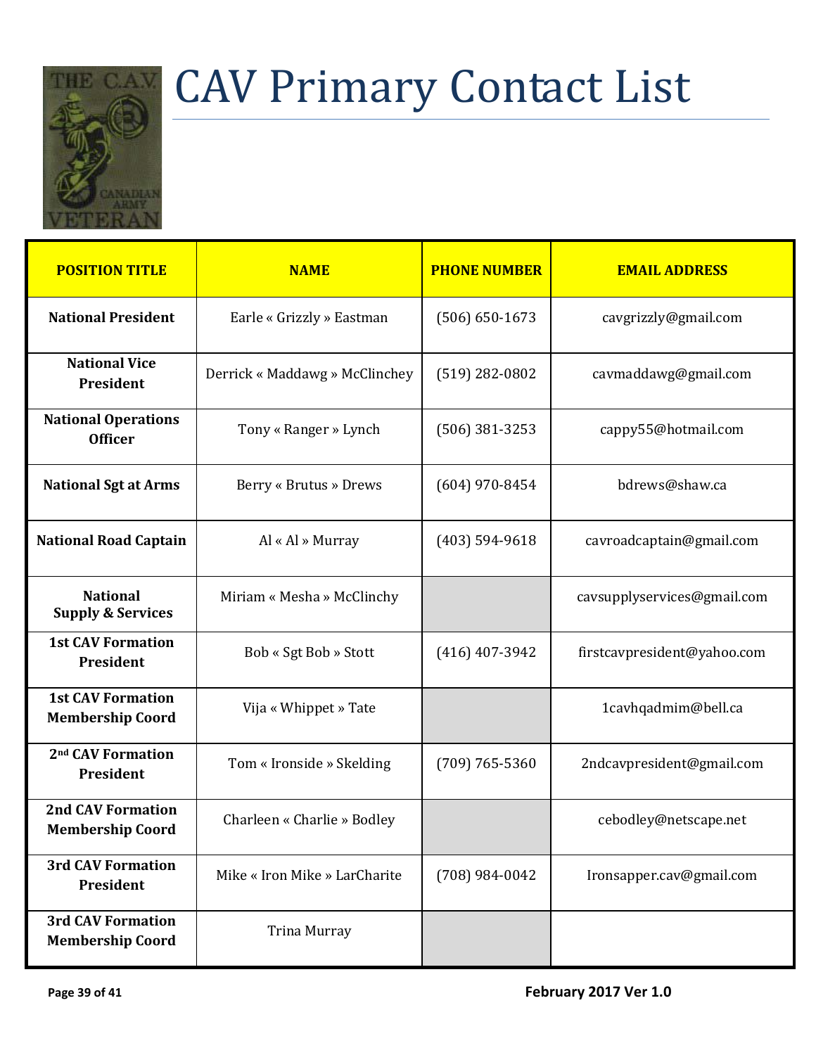# CAV Primary Contact List

| POSITION TITLE | NAME | PHONE NUMBER | EMAIL ADDRESS |
|---|---|---|---|
| **National President** | Earle « Grizzly » Eastman | (506) 650-1673 | cavgrizzly@gmail.com |
| **National Vice President** | Derrick « Maddawg » McClinchey | (519) 282-0802 | cavmaddawg@gmail.com |
| **National Operations Officer** | Tony « Ranger » Lynch | (506) 381-3253 | cappy55@hotmail.com |
| **National Sgt at Arms** | Berry « Brutus » Drews | (604) 970-8454 | bdrews@shaw.ca |
| **National Road Captain** | Al « Al » Murray | (403) 594-9618 | cavroadcaptain@gmail.com |
| **National Supply & Services** | Miriam « Mesha » McClinchy | | cavsupplyservices@gmail.com |
| **1st CAV Formation President** | Bob « Sgt Bob » Stott | (416) 407-3942 | firstcavpresident@yahoo.com |
| **1st CAV Formation Membership Coord** | Vija « Whippet » Tate | | 1cavhqadmim@bell.ca |
| **2nd CAV Formation President** | Tom « Ironside » Skelding | (709) 765-5360 | 2ndcavpresident@gmail.com |
| **2nd CAV Formation Membership Coord** | Charleen « Charlie » Bodley | | cebodley@netscape.net |
| **3rd CAV Formation President** | Mike « Iron Mike » LarCharite | (708) 984-0042 | Ironsapper.cav@gmail.com |
| **3rd CAV Formation Membership Coord** | Trina Murray | | |

February 2017 Ver 1.0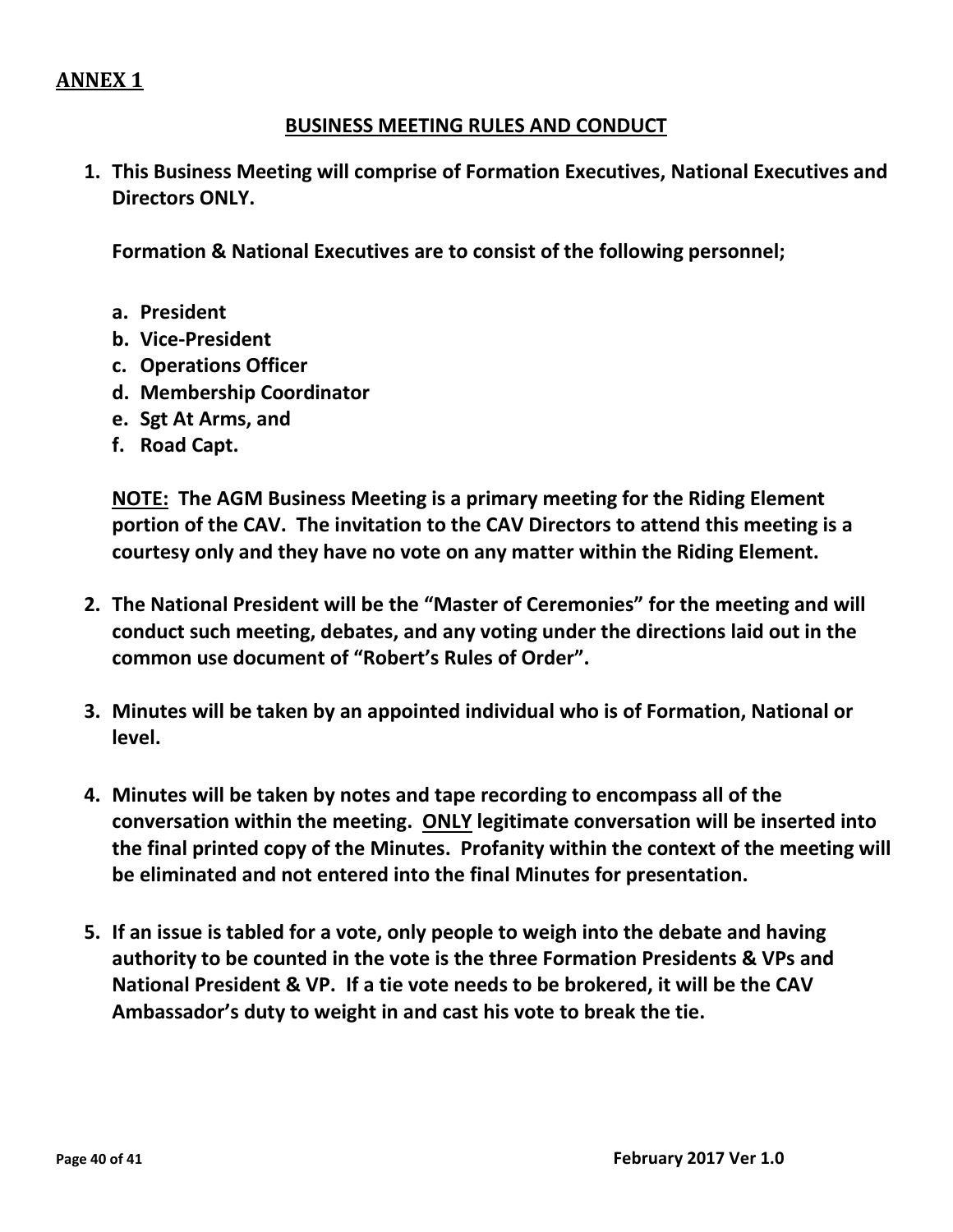## ANNEX 1

### BUSINESS MEETING RULES AND CONDUCT

1. **This Business Meeting will comprise of Formation Executives, National Executives and Directors ONLY.**

   **Formation & National Executives are to consist of the following personnel;**

   a. **President**
   b. **Vice-President**
   c. **Operations Officer**
   d. **Membership Coordinator**
   e. **Sgt At Arms, and**
   f. **Road Capt.**

   **NOTE: The AGM Business Meeting is a primary meeting for the Riding Element portion of the CAV. The invitation to the CAV Directors to attend this meeting is a courtesy only and they have no vote on any matter within the Riding Element.**

2. **The National President will be the "Master of Ceremonies" for the meeting and will conduct such meeting, debates, and any voting under the directions laid out in the common use document of "Robert's Rules of Order".**

3. **Minutes will be taken by an appointed individual who is of Formation, National or level.**

4. **Minutes will be taken by notes and tape recording to encompass all of the conversation within the meeting. ONLY legitimate conversation will be inserted into the final printed copy of the Minutes. Profanity within the context of the meeting will be eliminated and not entered into the final Minutes for presentation.**

5. **If an issue is tabled for a vote, only people to weigh into the debate and having authority to be counted in the vote is the three Formation Presidents & VPs and National President & VP. If a tie vote needs to be brokered, it will be the CAV Ambassador's duty to weight in and cast his vote to break the tie.**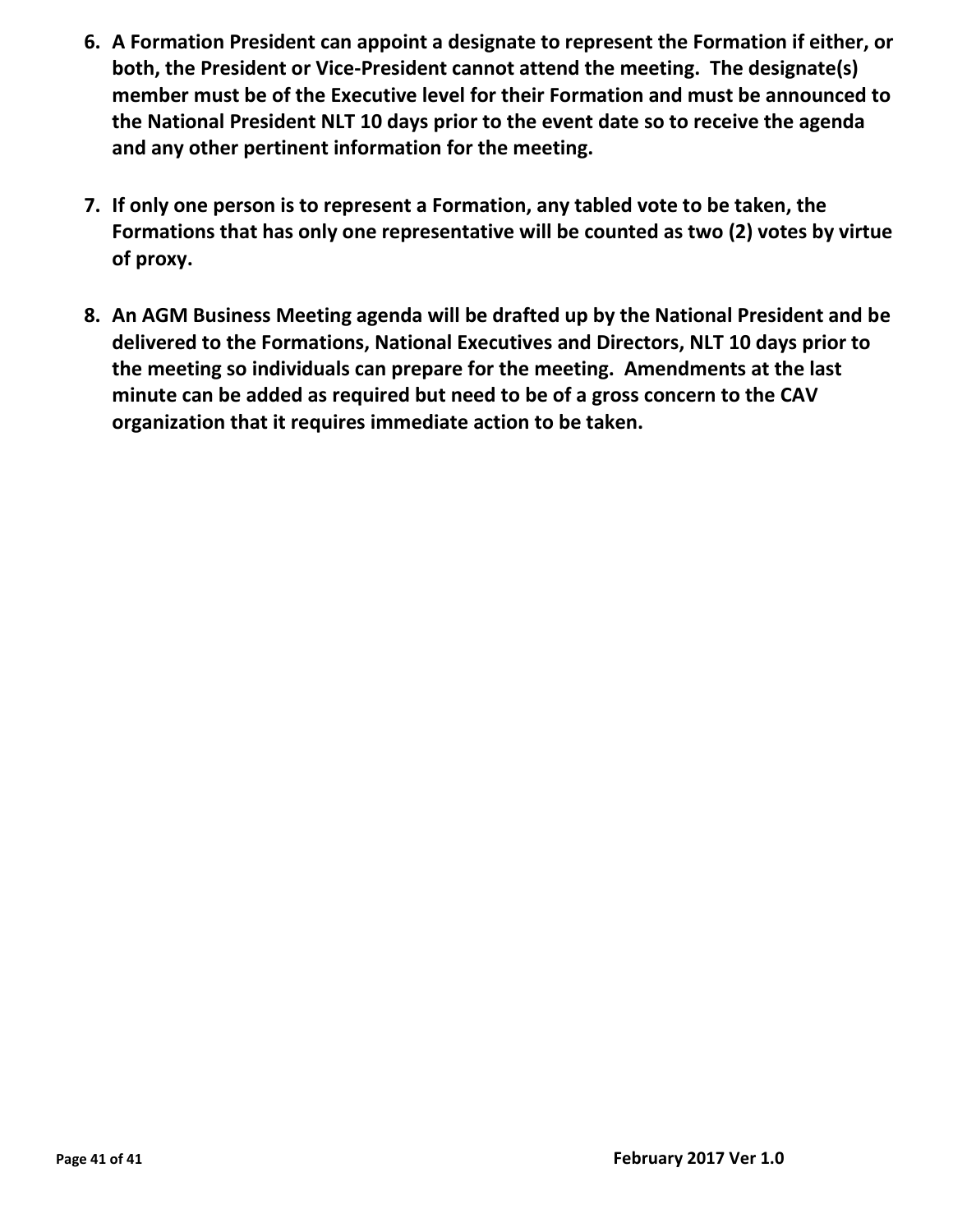6. **A Formation President can appoint a designate to represent the Formation if either, or both, the President or Vice-President cannot attend the meeting. The designate(s) member must be of the Executive level for their Formation and must be announced to the National President NLT 10 days prior to the event date so to receive the agenda and any other pertinent information for the meeting.**

7. **If only one person is to represent a Formation, any tabled vote to be taken, the Formations that has only one representative will be counted as two (2) votes by virtue of proxy.**

8. **An AGM Business Meeting agenda will be drafted up by the National President and be delivered to the Formations, National Executives and Directors, NLT 10 days prior to the meeting so individuals can prepare for the meeting. Amendments at the last minute can be added as required but need to be of a gross concern to the CAV organization that it requires immediate action to be taken.**